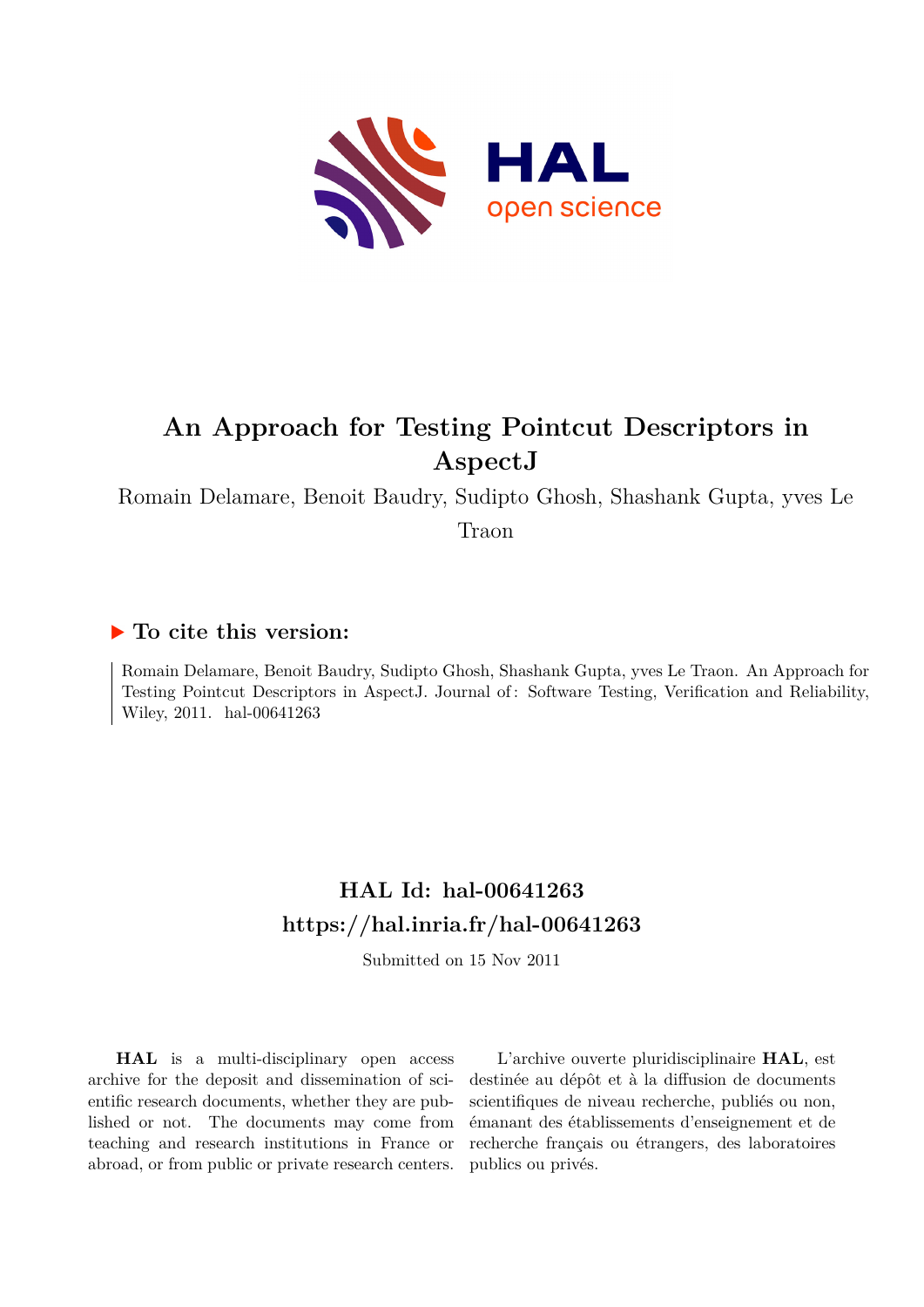# An Approach for Testing Pointcut Descriptors in AspectJ

Romain Delamare, Benoit Baudry, Sudipto Ghosh, Shashank Gupta, yves Le Traon

## ▶ To cite this version:

Romain Delamare, Benoit Baudry, Sudipto Ghosh, Shashank Gupta, yves Le Traon. An Approach for Testing Pointcut Descriptors in AspectJ. Journal of : Software Testing, Verification and Reliability, Wiley, 2011. hal-00641263

## HAL Id: hal-00641263

## https://hal.inria.fr/hal-00641263

Submitted on 15 Nov 2011

**HAL** is a multi-disciplinary open access archive for the deposit and dissemination of scientific research documents, whether they are published or not. The documents may come from teaching and research institutions in France or abroad, or from public or private research centers.

L'archive ouverte pluridisciplinaire **HAL**, est destinée au dépôt et à la diffusion de documents scientifiques de niveau recherche, publiés ou non, émanant des établissements d'enseignement et de recherche français ou étrangers, des laboratoires publics ou privés.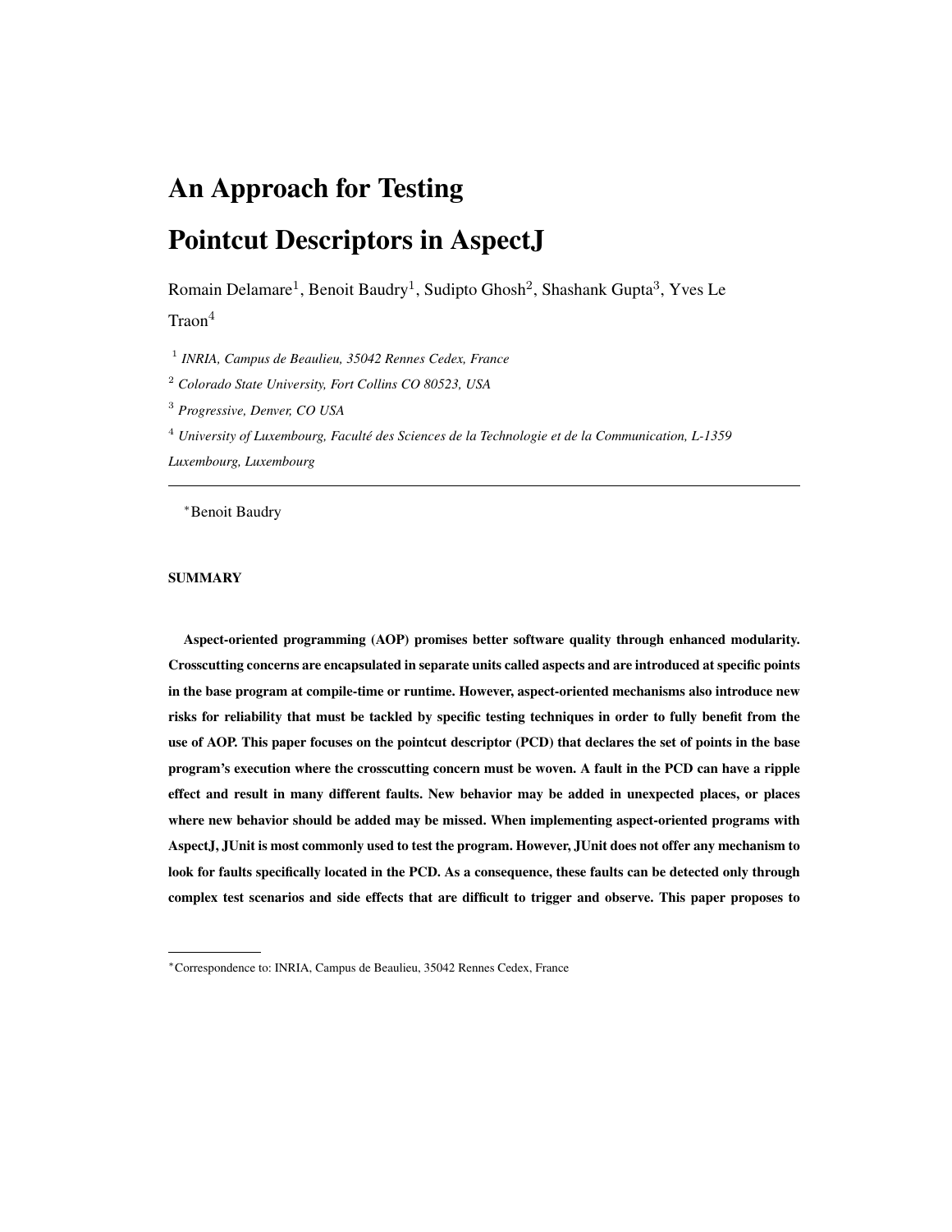# An Approach for Testing Pointcut Descriptors in AspectJ

Romain Delamare[1], Benoit Baudry[1], Sudipto Ghosh[2], Shashank Gupta[3], Yves Le Traon[4]

[1] *INRIA, Campus de Beaulieu, 35042 Rennes Cedex, France*

[2] *Colorado State University, Fort Collins CO 80523, USA*

[3] *Progressive, Denver, CO USA*

[4] *University of Luxembourg, Faculté des Sciences de la Technologie et de la Communication, L-1359 Luxembourg, Luxembourg*

---

*Benoit Baudry

#### SUMMARY

**Aspect-oriented programming (AOP) promises better software quality through enhanced modularity. Crosscutting concerns are encapsulated in separate units called aspects and are introduced at specific points in the base program at compile-time or runtime. However, aspect-oriented mechanisms also introduce new risks for reliability that must be tackled by specific testing techniques in order to fully benefit from the use of AOP. This paper focuses on the pointcut descriptor (PCD) that declares the set of points in the base program's execution where the crosscutting concern must be woven. A fault in the PCD can have a ripple effect and result in many different faults. New behavior may be added in unexpected places, or places where new behavior should be added may be missed. When implementing aspect-oriented programs with AspectJ, JUnit is most commonly used to test the program. However, JUnit does not offer any mechanism to look for faults specifically located in the PCD. As a consequence, these faults can be detected only through complex test scenarios and side effects that are difficult to trigger and observe. This paper proposes to**

---

*Correspondence to: INRIA, Campus de Beaulieu, 35042 Rennes Cedex, France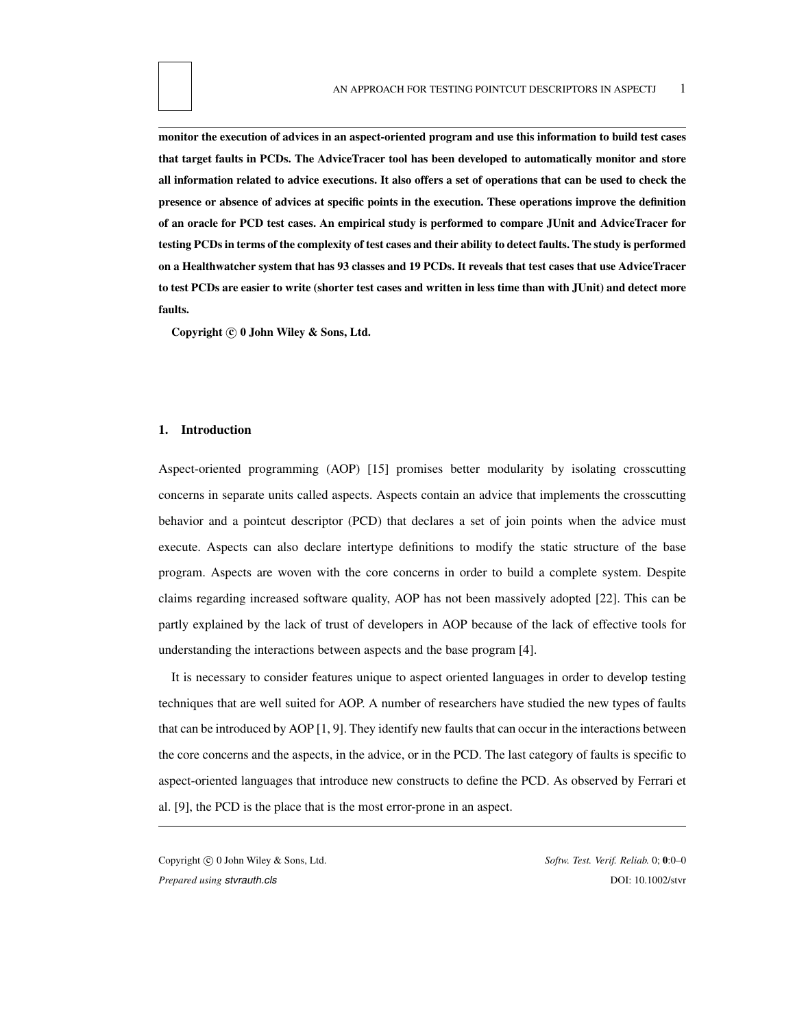**monitor the execution of advices in an aspect-oriented program and use this information to build test cases that target faults in PCDs. The AdviceTracer tool has been developed to automatically monitor and store all information related to advice executions. It also offers a set of operations that can be used to check the presence or absence of advices at specific points in the execution. These operations improve the definition of an oracle for PCD test cases. An empirical study is performed to compare JUnit and AdviceTracer for testing PCDs in terms of the complexity of test cases and their ability to detect faults. The study is performed on a Healthwatcher system that has 93 classes and 19 PCDs. It reveals that test cases that use AdviceTracer to test PCDs are easier to write (shorter test cases and written in less time than with JUnit) and detect more faults.**

**Copyright © 0 John Wiley & Sons, Ltd.**

## 1. Introduction

Aspect-oriented programming (AOP) [15] promises better modularity by isolating crosscutting concerns in separate units called aspects. Aspects contain an advice that implements the crosscutting behavior and a pointcut descriptor (PCD) that declares a set of join points when the advice must execute. Aspects can also declare intertype definitions to modify the static structure of the base program. Aspects are woven with the core concerns in order to build a complete system. Despite claims regarding increased software quality, AOP has not been massively adopted [22]. This can be partly explained by the lack of trust of developers in AOP because of the lack of effective tools for understanding the interactions between aspects and the base program [4].

It is necessary to consider features unique to aspect oriented languages in order to develop testing techniques that are well suited for AOP. A number of researchers have studied the new types of faults that can be introduced by AOP [1, 9]. They identify new faults that can occur in the interactions between the core concerns and the aspects, in the advice, or in the PCD. The last category of faults is specific to aspect-oriented languages that introduce new constructs to define the PCD. As observed by Ferrari et al. [9], the PCD is the place that is the most error-prone in an aspect.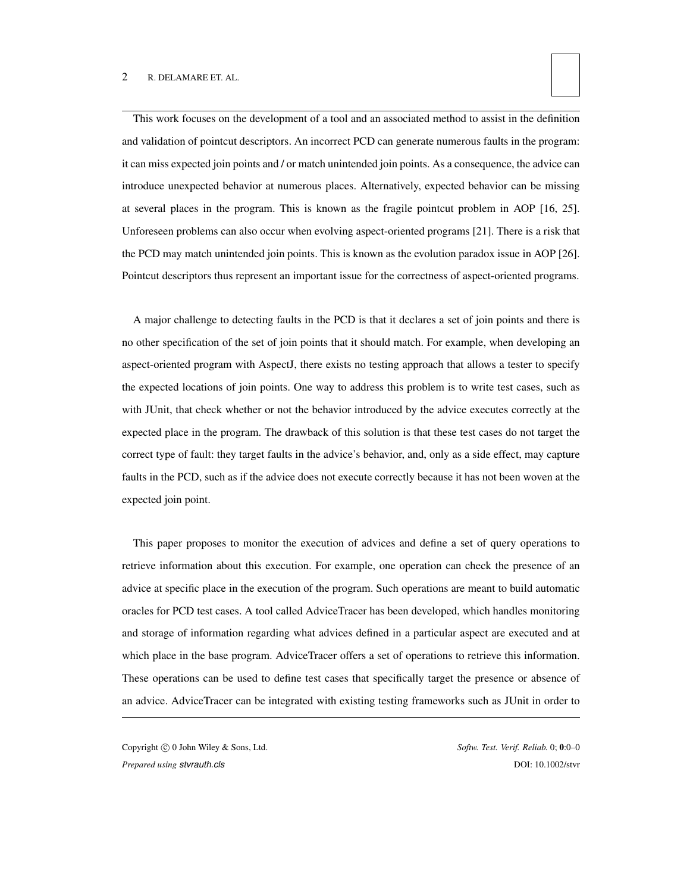This work focuses on the development of a tool and an associated method to assist in the definition and validation of pointcut descriptors. An incorrect PCD can generate numerous faults in the program: it can miss expected join points and / or match unintended join points. As a consequence, the advice can introduce unexpected behavior at numerous places. Alternatively, expected behavior can be missing at several places in the program. This is known as the fragile pointcut problem in AOP [16, 25]. Unforeseen problems can also occur when evolving aspect-oriented programs [21]. There is a risk that the PCD may match unintended join points. This is known as the evolution paradox issue in AOP [26]. Pointcut descriptors thus represent an important issue for the correctness of aspect-oriented programs.

A major challenge to detecting faults in the PCD is that it declares a set of join points and there is no other specification of the set of join points that it should match. For example, when developing an aspect-oriented program with AspectJ, there exists no testing approach that allows a tester to specify the expected locations of join points. One way to address this problem is to write test cases, such as with JUnit, that check whether or not the behavior introduced by the advice executes correctly at the expected place in the program. The drawback of this solution is that these test cases do not target the correct type of fault: they target faults in the advice's behavior, and, only as a side effect, may capture faults in the PCD, such as if the advice does not execute correctly because it has not been woven at the expected join point.

This paper proposes to monitor the execution of advices and define a set of query operations to retrieve information about this execution. For example, one operation can check the presence of an advice at specific place in the execution of the program. Such operations are meant to build automatic oracles for PCD test cases. A tool called AdviceTracer has been developed, which handles monitoring and storage of information regarding what advices defined in a particular aspect are executed and at which place in the base program. AdviceTracer offers a set of operations to retrieve this information. These operations can be used to define test cases that specifically target the presence or absence of an advice. AdviceTracer can be integrated with existing testing frameworks such as JUnit in order to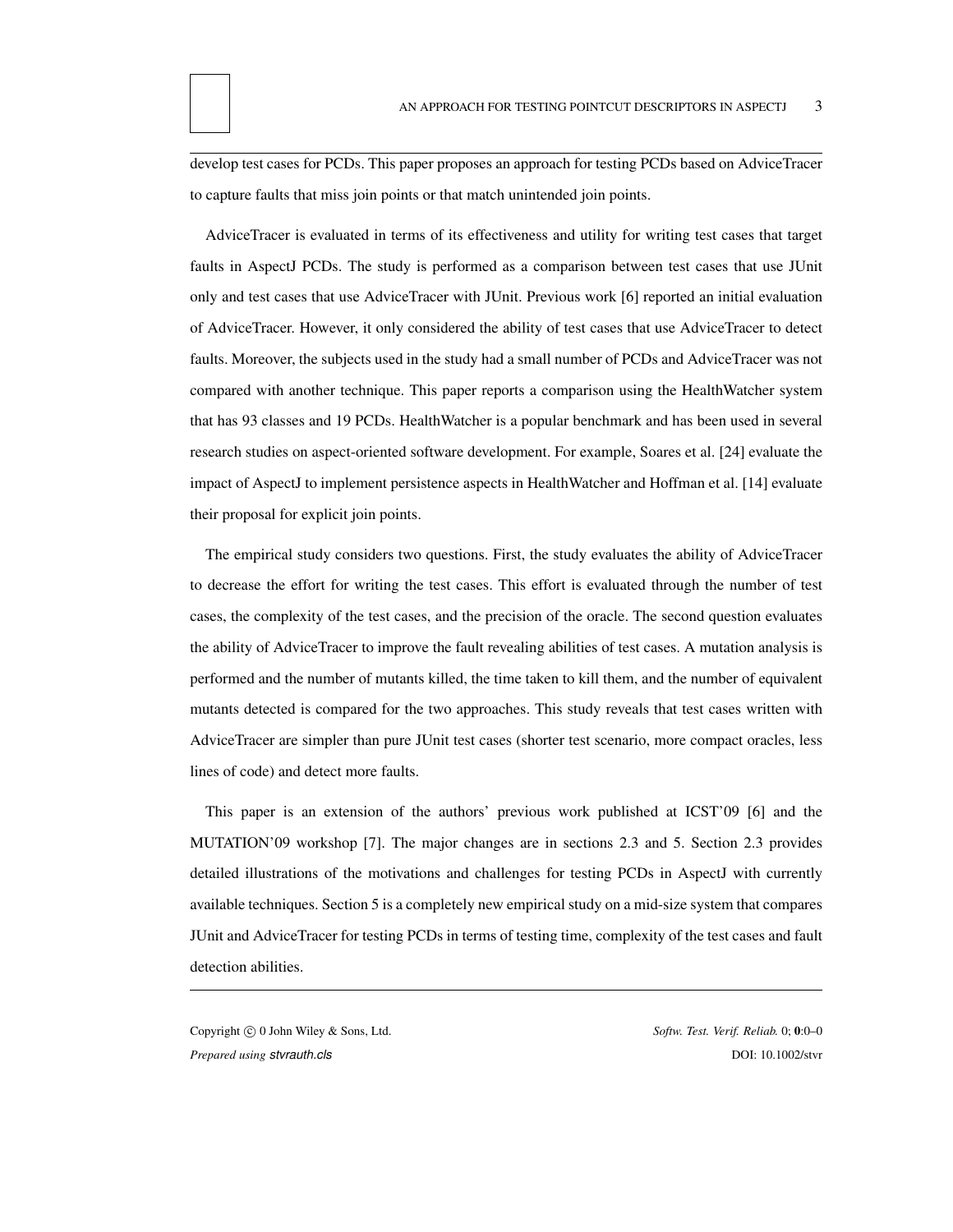develop test cases for PCDs. This paper proposes an approach for testing PCDs based on AdviceTracer to capture faults that miss join points or that match unintended join points.

AdviceTracer is evaluated in terms of its effectiveness and utility for writing test cases that target faults in AspectJ PCDs. The study is performed as a comparison between test cases that use JUnit only and test cases that use AdviceTracer with JUnit. Previous work [6] reported an initial evaluation of AdviceTracer. However, it only considered the ability of test cases that use AdviceTracer to detect faults. Moreover, the subjects used in the study had a small number of PCDs and AdviceTracer was not compared with another technique. This paper reports a comparison using the HealthWatcher system that has 93 classes and 19 PCDs. HealthWatcher is a popular benchmark and has been used in several research studies on aspect-oriented software development. For example, Soares et al. [24] evaluate the impact of AspectJ to implement persistence aspects in HealthWatcher and Hoffman et al. [14] evaluate their proposal for explicit join points.

The empirical study considers two questions. First, the study evaluates the ability of AdviceTracer to decrease the effort for writing the test cases. This effort is evaluated through the number of test cases, the complexity of the test cases, and the precision of the oracle. The second question evaluates the ability of AdviceTracer to improve the fault revealing abilities of test cases. A mutation analysis is performed and the number of mutants killed, the time taken to kill them, and the number of equivalent mutants detected is compared for the two approaches. This study reveals that test cases written with AdviceTracer are simpler than pure JUnit test cases (shorter test scenario, more compact oracles, less lines of code) and detect more faults.

This paper is an extension of the authors' previous work published at ICST'09 [6] and the MUTATION'09 workshop [7]. The major changes are in sections 2.3 and 5. Section 2.3 provides detailed illustrations of the motivations and challenges for testing PCDs in AspectJ with currently available techniques. Section 5 is a completely new empirical study on a mid-size system that compares JUnit and AdviceTracer for testing PCDs in terms of testing time, complexity of the test cases and fault detection abilities.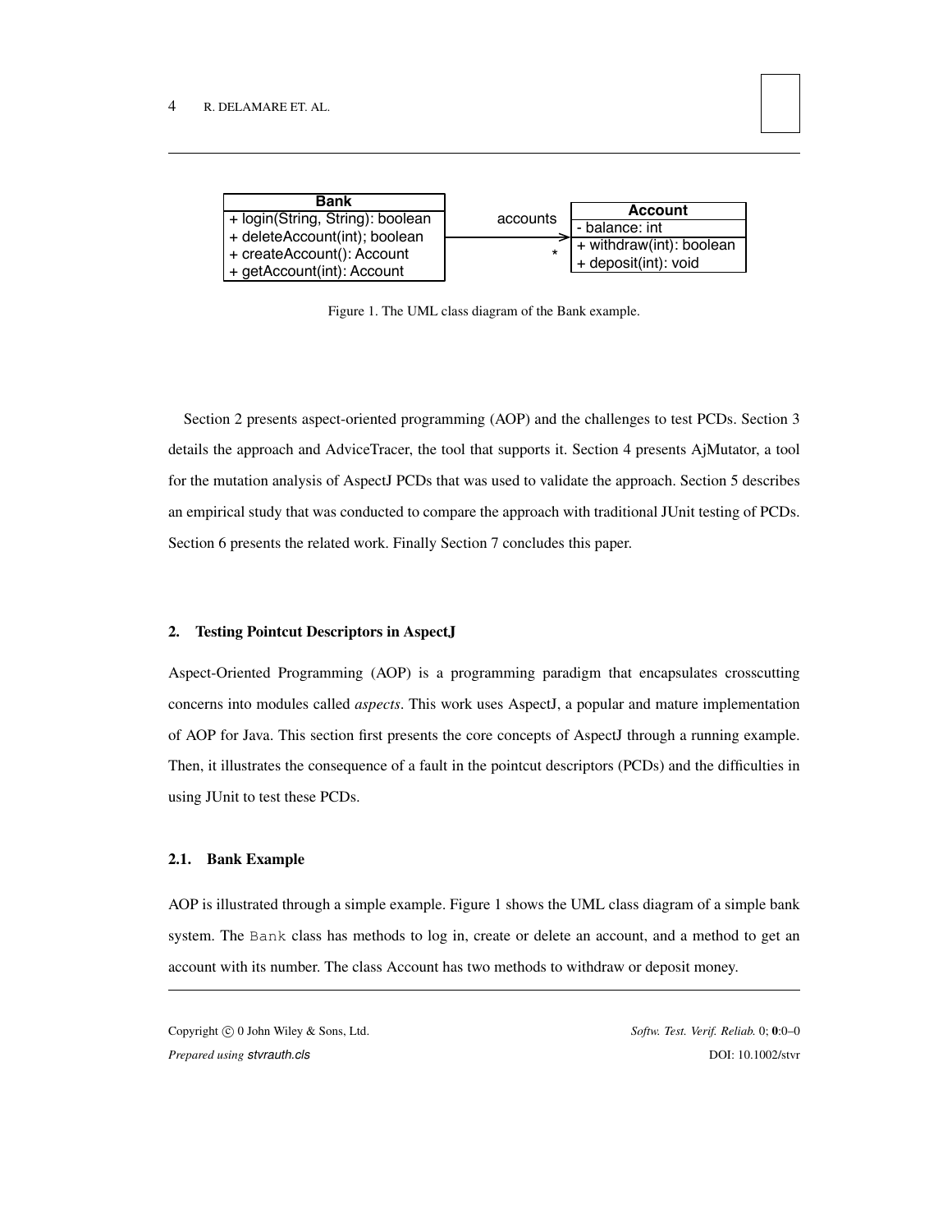| Bank |
| --- |
| + login(String, String): boolean |
| + deleteAccount(int); boolean |
| + createAccount(): Account |
| + getAccount(int): Account |

accounts *

| Account |
| --- |
| - balance: int |
| + withdraw(int): boolean |
| + deposit(int): void |

Figure 1. The UML class diagram of the Bank example.

Section 2 presents aspect-oriented programming (AOP) and the challenges to test PCDs. Section 3 details the approach and AdviceTracer, the tool that supports it. Section 4 presents AjMutator, a tool for the mutation analysis of AspectJ PCDs that was used to validate the approach. Section 5 describes an empirical study that was conducted to compare the approach with traditional JUnit testing of PCDs. Section 6 presents the related work. Finally Section 7 concludes this paper.

## 2. Testing Pointcut Descriptors in AspectJ

Aspect-Oriented Programming (AOP) is a programming paradigm that encapsulates crosscutting concerns into modules called *aspects*. This work uses AspectJ, a popular and mature implementation of AOP for Java. This section first presents the core concepts of AspectJ through a running example. Then, it illustrates the consequence of a fault in the pointcut descriptors (PCDs) and the difficulties in using JUnit to test these PCDs.

### 2.1. Bank Example

AOP is illustrated through a simple example. Figure 1 shows the UML class diagram of a simple bank system. The `Bank` class has methods to log in, create or delete an account, and a method to get an account with its number. The class Account has two methods to withdraw or deposit money.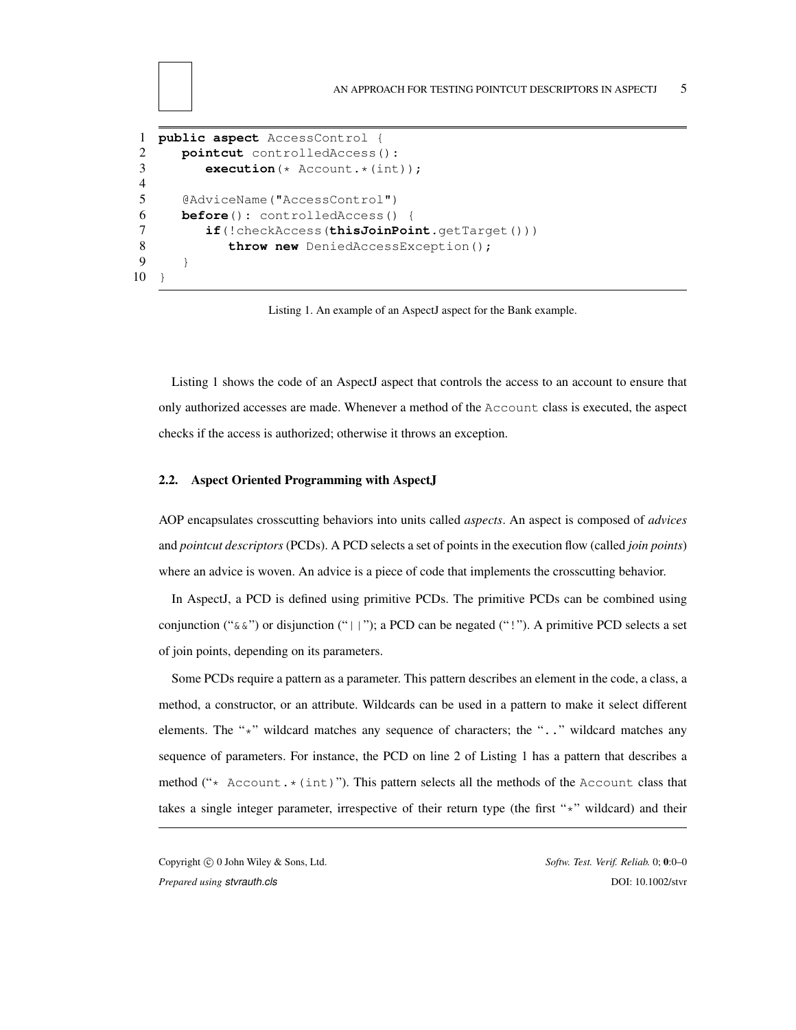```
public aspect AccessControl {
   pointcut controlledAccess():
      execution(* Account.*(int));

   @AdviceName("AccessControl")
   before(): controlledAccess() {
      if(!checkAccess(thisJoinPoint.getTarget()))
         throw new DeniedAccessException();
   }
}
```

Listing 1. An example of an AspectJ aspect for the Bank example.

Listing 1 shows the code of an AspectJ aspect that controls the access to an account to ensure that only authorized accesses are made. Whenever a method of the `Account` class is executed, the aspect checks if the access is authorized; otherwise it throws an exception.

### 2.2. Aspect Oriented Programming with AspectJ

AOP encapsulates crosscutting behaviors into units called *aspects*. An aspect is composed of *advices* and *pointcut descriptors* (PCDs). A PCD selects a set of points in the execution flow (called *join points*) where an advice is woven. An advice is a piece of code that implements the crosscutting behavior.

In AspectJ, a PCD is defined using primitive PCDs. The primitive PCDs can be combined using conjunction ("`&&`") or disjunction ("`||`"); a PCD can be negated ("`!`"). A primitive PCD selects a set of join points, depending on its parameters.

Some PCDs require a pattern as a parameter. This pattern describes an element in the code, a class, a method, a constructor, or an attribute. Wildcards can be used in a pattern to make it select different elements. The "`*`" wildcard matches any sequence of characters; the "`..`" wildcard matches any sequence of parameters. For instance, the PCD on line 2 of Listing 1 has a pattern that describes a method ("`* Account.*(int)`"). This pattern selects all the methods of the `Account` class that takes a single integer parameter, irrespective of their return type (the first "`*`" wildcard) and their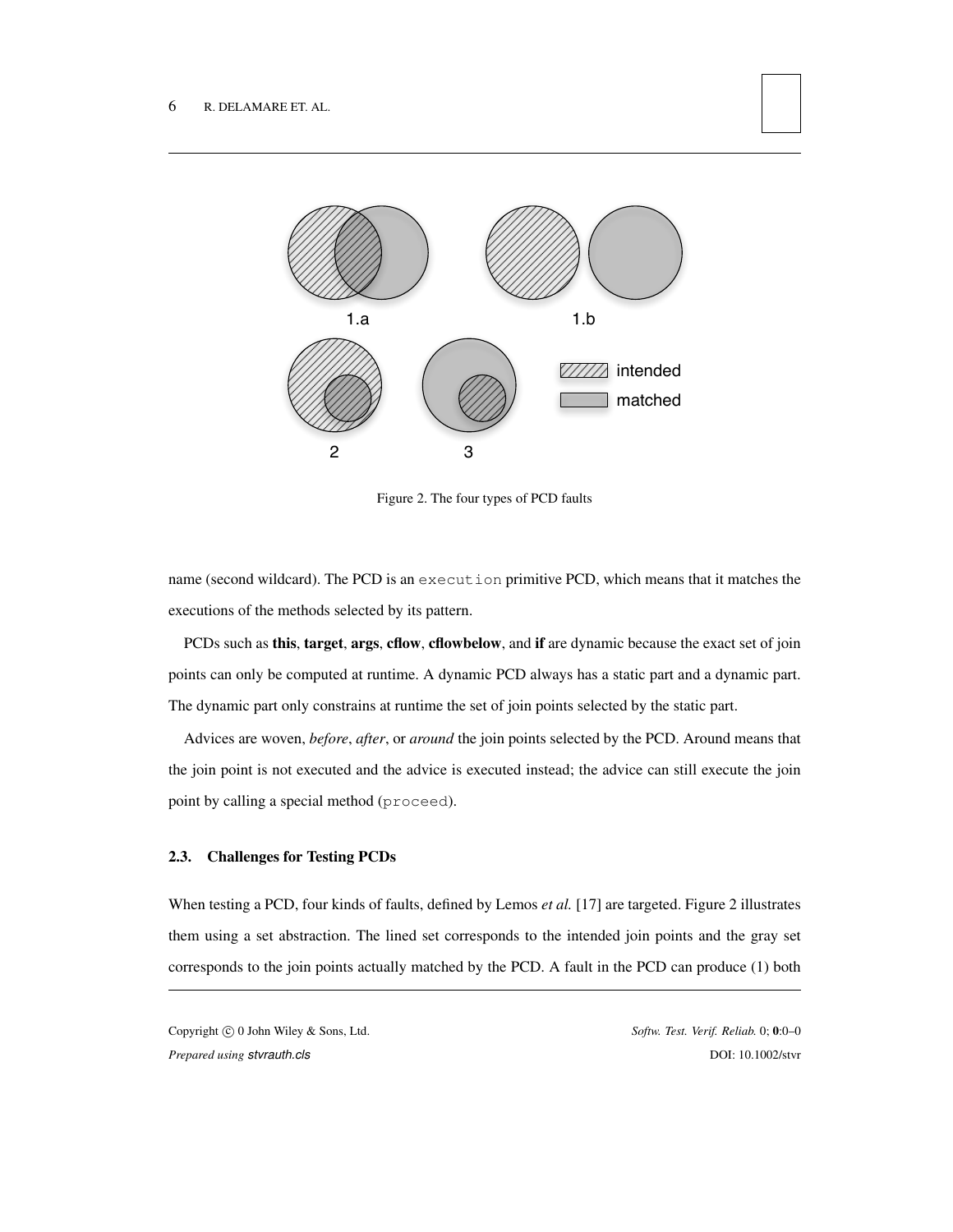Figure 2. The four types of PCD faults

name (second wildcard). The PCD is an `execution` primitive PCD, which means that it matches the executions of the methods selected by its pattern.

PCDs such as **this**, **target**, **args**, **cflow**, **cflowbelow**, and **if** are dynamic because the exact set of join points can only be computed at runtime. A dynamic PCD always has a static part and a dynamic part. The dynamic part only constrains at runtime the set of join points selected by the static part.

Advices are woven, *before*, *after*, or *around* the join points selected by the PCD. Around means that the join point is not executed and the advice is executed instead; the advice can still execute the join point by calling a special method (`proceed`).

### 2.3. Challenges for Testing PCDs

When testing a PCD, four kinds of faults, defined by Lemos *et al.* [17] are targeted. Figure 2 illustrates them using a set abstraction. The lined set corresponds to the intended join points and the gray set corresponds to the join points actually matched by the PCD. A fault in the PCD can produce (1) both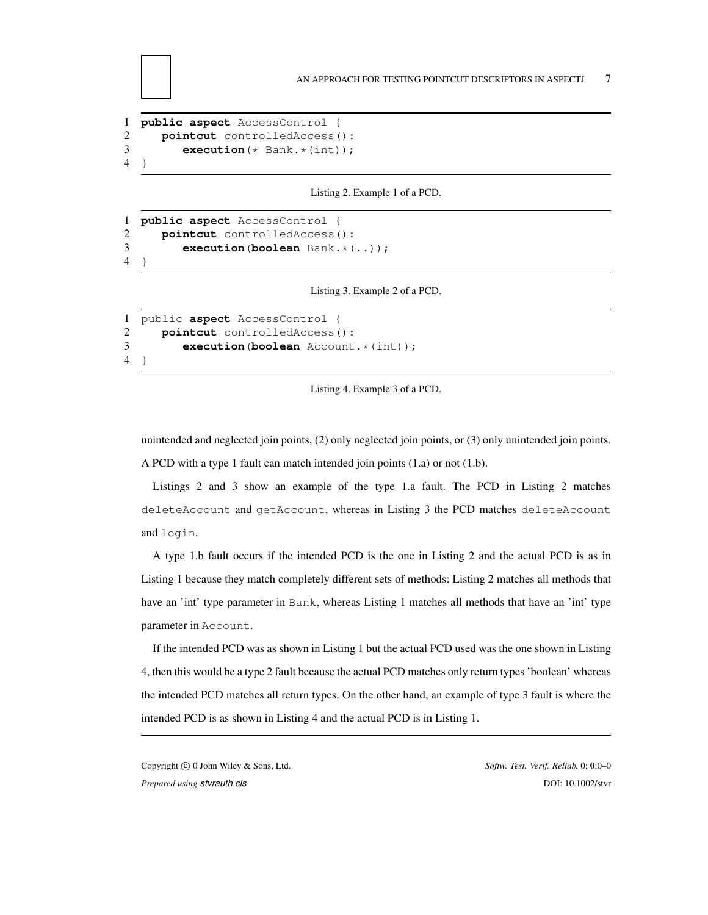```
1  public aspect AccessControl {
2     pointcut controlledAccess():
3        execution(* Bank.*(int));
4  }
```

Listing 2. Example 1 of a PCD.

```
1  public aspect AccessControl {
2     pointcut controlledAccess():
3        execution(boolean Bank.*(..));
4  }
```

Listing 3. Example 2 of a PCD.

```
1  public aspect AccessControl {
2     pointcut controlledAccess():
3        execution(boolean Account.*(int));
4  }
```

Listing 4. Example 3 of a PCD.

unintended and neglected join points, (2) only neglected join points, or (3) only unintended join points. A PCD with a type 1 fault can match intended join points (1.a) or not (1.b).

Listings 2 and 3 show an example of the type 1.a fault. The PCD in Listing 2 matches `deleteAccount` and `getAccount`, whereas in Listing 3 the PCD matches `deleteAccount` and `login`.

A type 1.b fault occurs if the intended PCD is the one in Listing 2 and the actual PCD is as in Listing 1 because they match completely different sets of methods: Listing 2 matches all methods that have an 'int' type parameter in `Bank`, whereas Listing 1 matches all methods that have an 'int' type parameter in `Account`.

If the intended PCD was as shown in Listing 1 but the actual PCD used was the one shown in Listing 4, then this would be a type 2 fault because the actual PCD matches only return types 'boolean' whereas the intended PCD matches all return types. On the other hand, an example of type 3 fault is where the intended PCD is as shown in Listing 4 and the actual PCD is in Listing 1.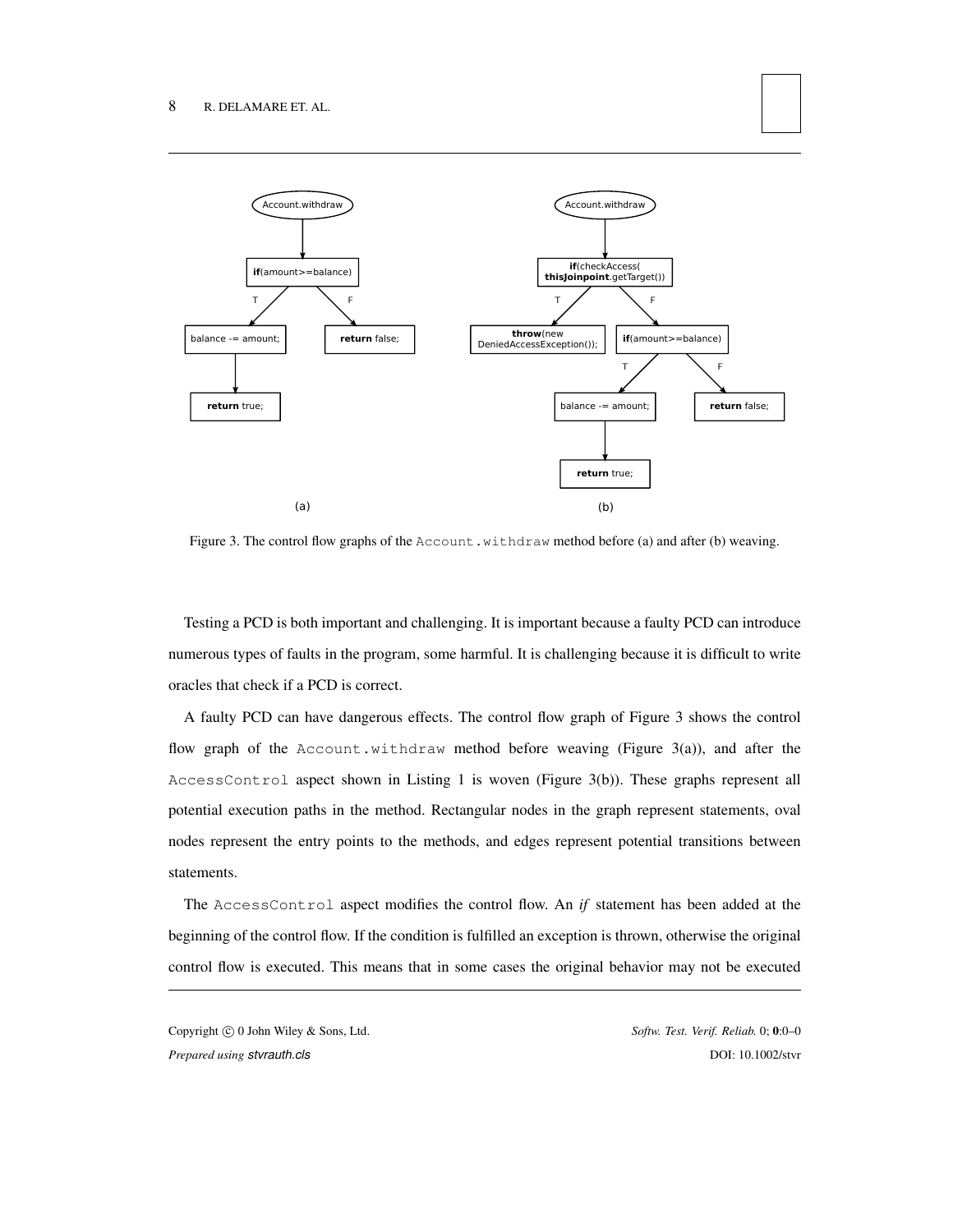Figure 3. The control flow graphs of the `Account.withdraw` method before (a) and after (b) weaving.

Testing a PCD is both important and challenging. It is important because a faulty PCD can introduce numerous types of faults in the program, some harmful. It is challenging because it is difficult to write oracles that check if a PCD is correct.

A faulty PCD can have dangerous effects. The control flow graph of Figure 3 shows the control flow graph of the `Account.withdraw` method before weaving (Figure 3(a)), and after the `AccessControl` aspect shown in Listing 1 is woven (Figure 3(b)). These graphs represent all potential execution paths in the method. Rectangular nodes in the graph represent statements, oval nodes represent the entry points to the methods, and edges represent potential transitions between statements.

The `AccessControl` aspect modifies the control flow. An *if* statement has been added at the beginning of the control flow. If the condition is fulfilled an exception is thrown, otherwise the original control flow is executed. This means that in some cases the original behavior may not be executed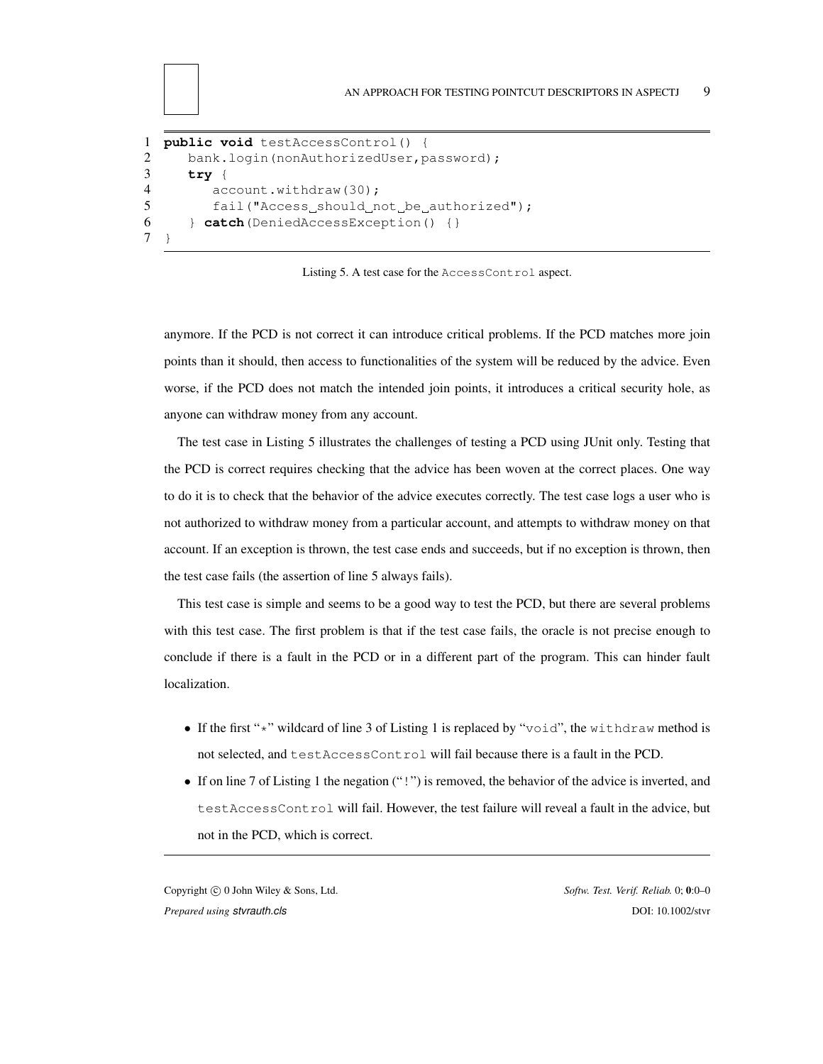```java
public void testAccessControl() {
   bank.login(nonAuthorizedUser,password);
   try {
      account.withdraw(30);
      fail("Access should not be authorized");
   } catch(DeniedAccessException() {}
}
```

Listing 5. A test case for the `AccessControl` aspect.

anymore. If the PCD is not correct it can introduce critical problems. If the PCD matches more join points than it should, then access to functionalities of the system will be reduced by the advice. Even worse, if the PCD does not match the intended join points, it introduces a critical security hole, as anyone can withdraw money from any account.

The test case in Listing 5 illustrates the challenges of testing a PCD using JUnit only. Testing that the PCD is correct requires checking that the advice has been woven at the correct places. One way to do it is to check that the behavior of the advice executes correctly. The test case logs a user who is not authorized to withdraw money from a particular account, and attempts to withdraw money on that account. If an exception is thrown, the test case ends and succeeds, but if no exception is thrown, then the test case fails (the assertion of line 5 always fails).

This test case is simple and seems to be a good way to test the PCD, but there are several problems with this test case. The first problem is that if the test case fails, the oracle is not precise enough to conclude if there is a fault in the PCD or in a different part of the program. This can hinder fault localization.

- If the first "`*`" wildcard of line 3 of Listing 1 is replaced by "`void`", the `withdraw` method is not selected, and `testAccessControl` will fail because there is a fault in the PCD.
- If on line 7 of Listing 1 the negation ("`!`") is removed, the behavior of the advice is inverted, and `testAccessControl` will fail. However, the test failure will reveal a fault in the advice, but not in the PCD, which is correct.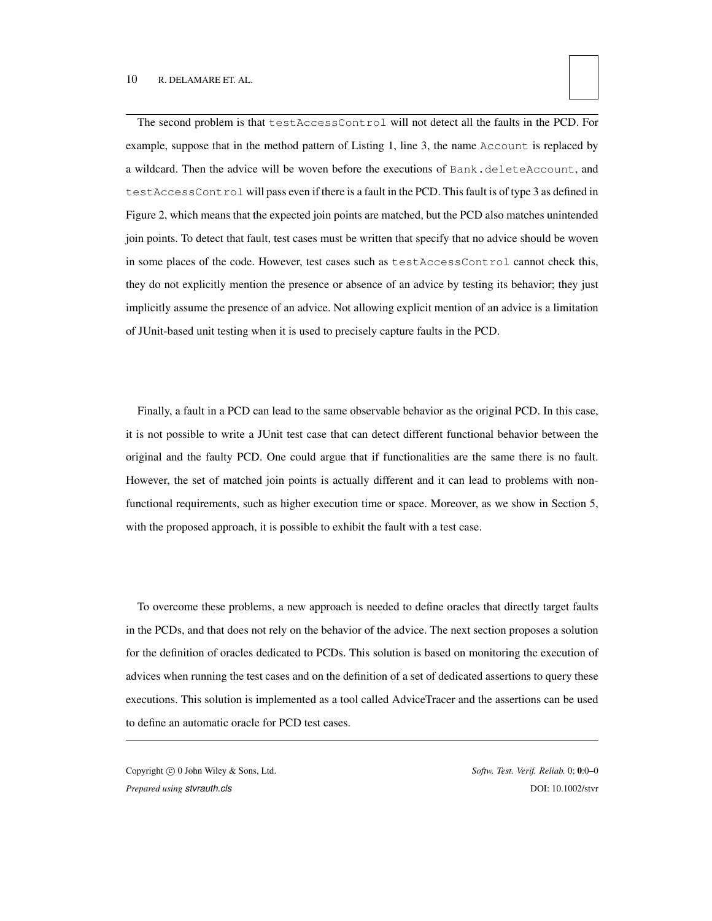The second problem is that `testAccessControl` will not detect all the faults in the PCD. For example, suppose that in the method pattern of Listing 1, line 3, the name `Account` is replaced by a wildcard. Then the advice will be woven before the executions of `Bank.deleteAccount`, and `testAccessControl` will pass even if there is a fault in the PCD. This fault is of type 3 as defined in Figure 2, which means that the expected join points are matched, but the PCD also matches unintended join points. To detect that fault, test cases must be written that specify that no advice should be woven in some places of the code. However, test cases such as `testAccessControl` cannot check this, they do not explicitly mention the presence or absence of an advice by testing its behavior; they just implicitly assume the presence of an advice. Not allowing explicit mention of an advice is a limitation of JUnit-based unit testing when it is used to precisely capture faults in the PCD.

Finally, a fault in a PCD can lead to the same observable behavior as the original PCD. In this case, it is not possible to write a JUnit test case that can detect different functional behavior between the original and the faulty PCD. One could argue that if functionalities are the same there is no fault. However, the set of matched join points is actually different and it can lead to problems with non-functional requirements, such as higher execution time or space. Moreover, as we show in Section 5, with the proposed approach, it is possible to exhibit the fault with a test case.

To overcome these problems, a new approach is needed to define oracles that directly target faults in the PCDs, and that does not rely on the behavior of the advice. The next section proposes a solution for the definition of oracles dedicated to PCDs. This solution is based on monitoring the execution of advices when running the test cases and on the definition of a set of dedicated assertions to query these executions. This solution is implemented as a tool called AdviceTracer and the assertions can be used to define an automatic oracle for PCD test cases.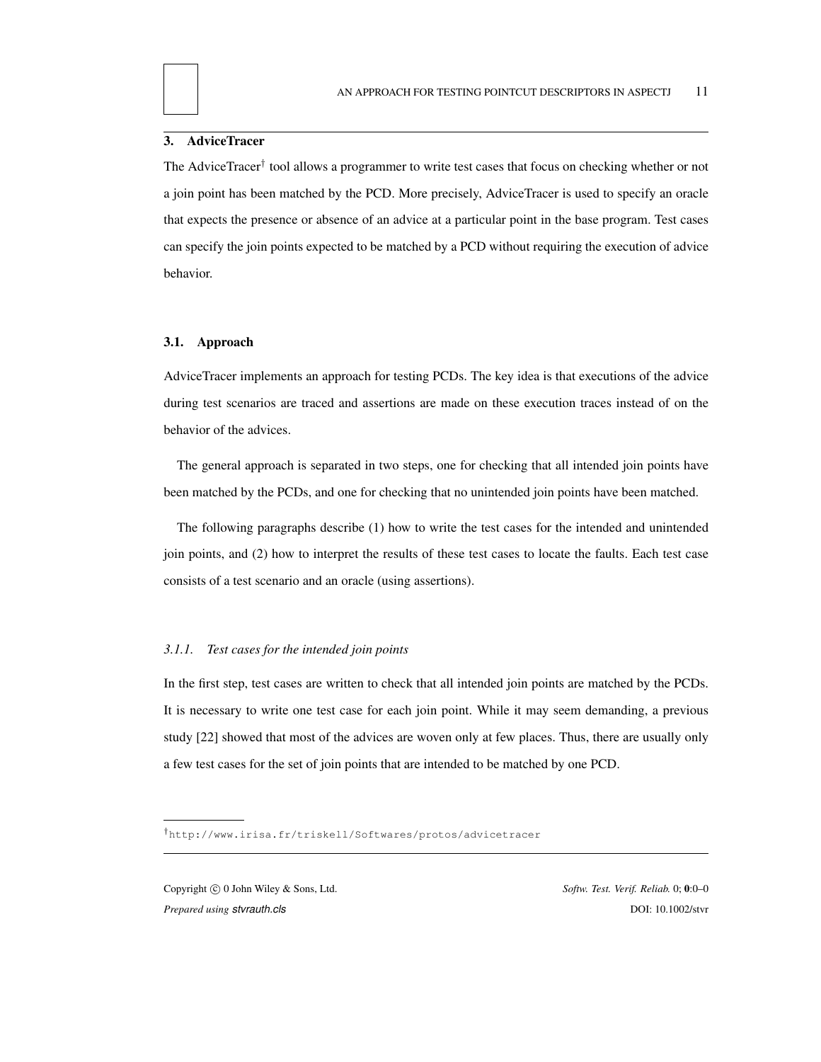## 3. AdviceTracer

The AdviceTracer† tool allows a programmer to write test cases that focus on checking whether or not a join point has been matched by the PCD. More precisely, AdviceTracer is used to specify an oracle that expects the presence or absence of an advice at a particular point in the base program. Test cases can specify the join points expected to be matched by a PCD without requiring the execution of advice behavior.

### 3.1. Approach

AdviceTracer implements an approach for testing PCDs. The key idea is that executions of the advice during test scenarios are traced and assertions are made on these execution traces instead of on the behavior of the advices.

The general approach is separated in two steps, one for checking that all intended join points have been matched by the PCDs, and one for checking that no unintended join points have been matched.

The following paragraphs describe (1) how to write the test cases for the intended and unintended join points, and (2) how to interpret the results of these test cases to locate the faults. Each test case consists of a test scenario and an oracle (using assertions).

#### *3.1.1. Test cases for the intended join points*

In the first step, test cases are written to check that all intended join points are matched by the PCDs. It is necessary to write one test case for each join point. While it may seem demanding, a previous study [22] showed that most of the advices are woven only at few places. Thus, there are usually only a few test cases for the set of join points that are intended to be matched by one PCD.

---

† `http://www.irisa.fr/triskell/Softwares/protos/advicetracer`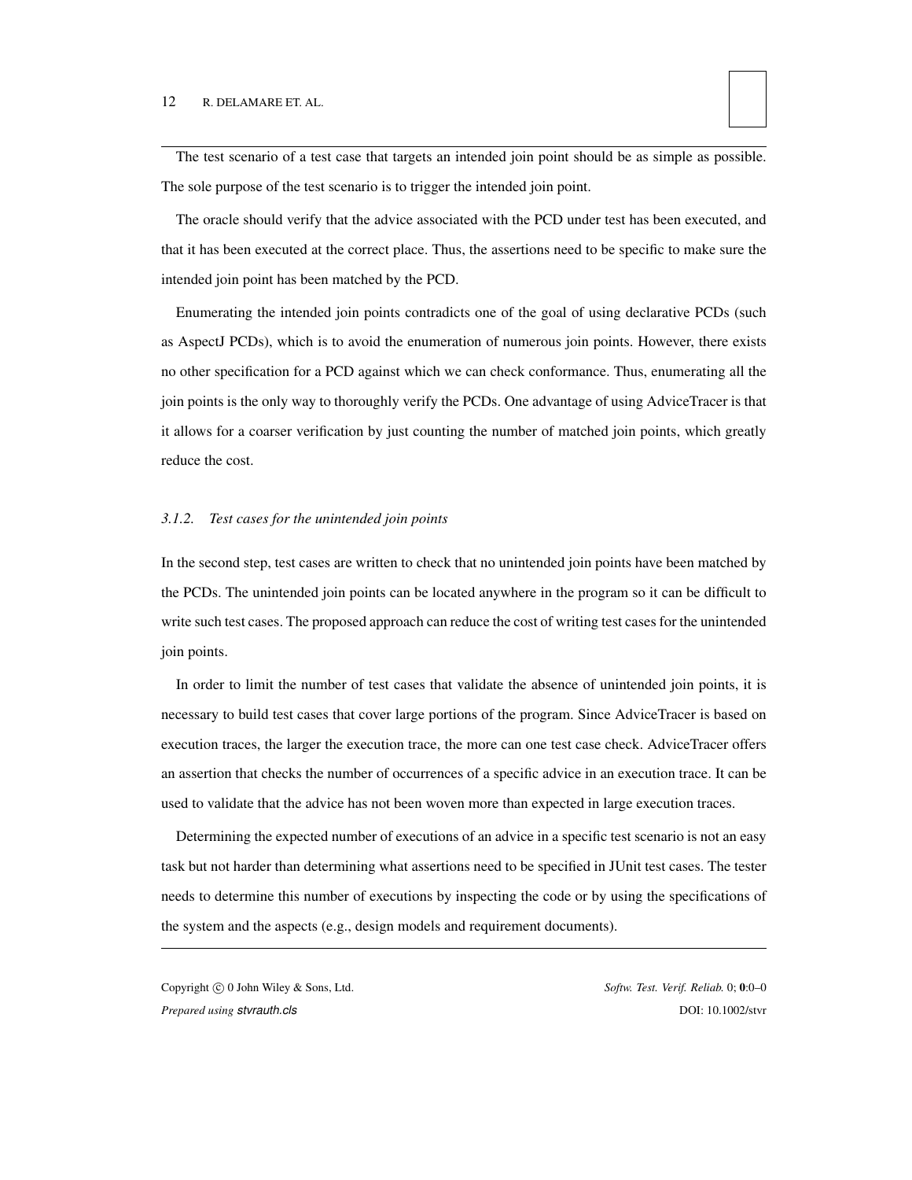The test scenario of a test case that targets an intended join point should be as simple as possible. The sole purpose of the test scenario is to trigger the intended join point.

The oracle should verify that the advice associated with the PCD under test has been executed, and that it has been executed at the correct place. Thus, the assertions need to be specific to make sure the intended join point has been matched by the PCD.

Enumerating the intended join points contradicts one of the goal of using declarative PCDs (such as AspectJ PCDs), which is to avoid the enumeration of numerous join points. However, there exists no other specification for a PCD against which we can check conformance. Thus, enumerating all the join points is the only way to thoroughly verify the PCDs. One advantage of using AdviceTracer is that it allows for a coarser verification by just counting the number of matched join points, which greatly reduce the cost.

### 3.1.2. *Test cases for the unintended join points*

In the second step, test cases are written to check that no unintended join points have been matched by the PCDs. The unintended join points can be located anywhere in the program so it can be difficult to write such test cases. The proposed approach can reduce the cost of writing test cases for the unintended join points.

In order to limit the number of test cases that validate the absence of unintended join points, it is necessary to build test cases that cover large portions of the program. Since AdviceTracer is based on execution traces, the larger the execution trace, the more can one test case check. AdviceTracer offers an assertion that checks the number of occurrences of a specific advice in an execution trace. It can be used to validate that the advice has not been woven more than expected in large execution traces.

Determining the expected number of executions of an advice in a specific test scenario is not an easy task but not harder than determining what assertions need to be specified in JUnit test cases. The tester needs to determine this number of executions by inspecting the code or by using the specifications of the system and the aspects (e.g., design models and requirement documents).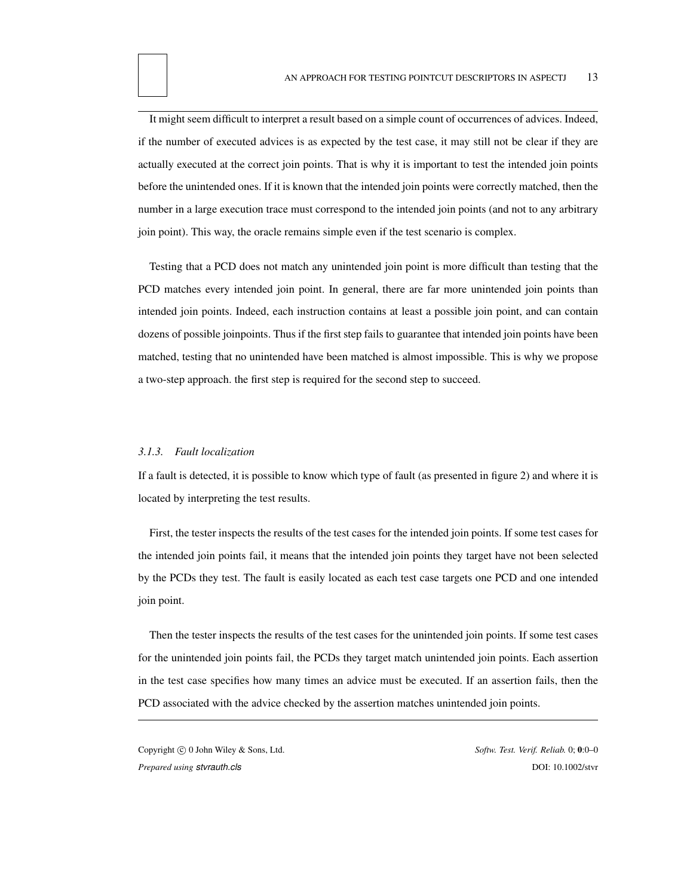It might seem difficult to interpret a result based on a simple count of occurrences of advices. Indeed, if the number of executed advices is as expected by the test case, it may still not be clear if they are actually executed at the correct join points. That is why it is important to test the intended join points before the unintended ones. If it is known that the intended join points were correctly matched, then the number in a large execution trace must correspond to the intended join points (and not to any arbitrary join point). This way, the oracle remains simple even if the test scenario is complex.

Testing that a PCD does not match any unintended join point is more difficult than testing that the PCD matches every intended join point. In general, there are far more unintended join points than intended join points. Indeed, each instruction contains at least a possible join point, and can contain dozens of possible joinpoints. Thus if the first step fails to guarantee that intended join points have been matched, testing that no unintended have been matched is almost impossible. This is why we propose a two-step approach. the first step is required for the second step to succeed.

#### *3.1.3. Fault localization*

If a fault is detected, it is possible to know which type of fault (as presented in figure 2) and where it is located by interpreting the test results.

First, the tester inspects the results of the test cases for the intended join points. If some test cases for the intended join points fail, it means that the intended join points they target have not been selected by the PCDs they test. The fault is easily located as each test case targets one PCD and one intended join point.

Then the tester inspects the results of the test cases for the unintended join points. If some test cases for the unintended join points fail, the PCDs they target match unintended join points. Each assertion in the test case specifies how many times an advice must be executed. If an assertion fails, then the PCD associated with the advice checked by the assertion matches unintended join points.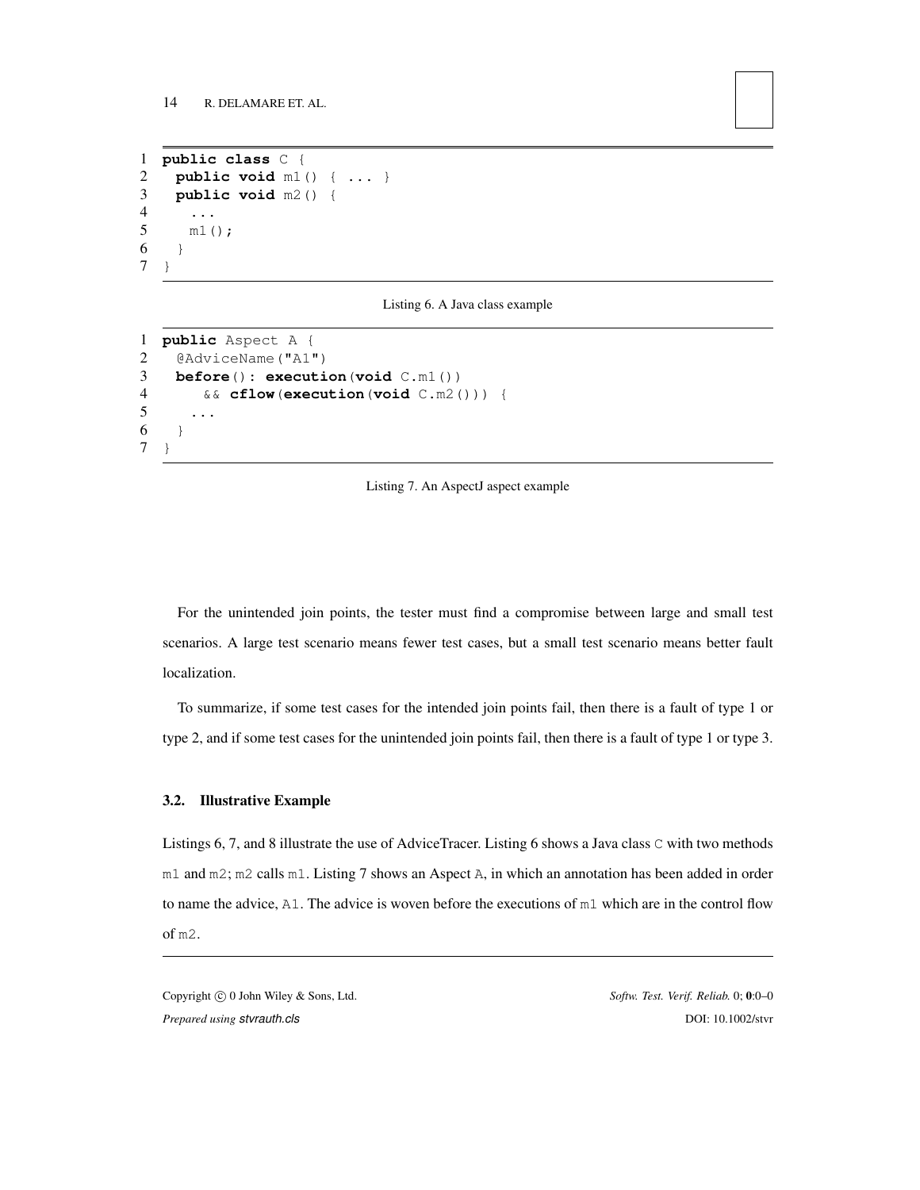```
public class C {
  public void m1() { ... }
  public void m2() {
    ...
    m1();
  }
}
```

Listing 6. A Java class example

```
public Aspect A {
  @AdviceName("A1")
  before(): execution(void C.m1())
     && cflow(execution(void C.m2())) {
    ...
  }
}
```

Listing 7. An AspectJ aspect example

For the unintended join points, the tester must find a compromise between large and small test scenarios. A large test scenario means fewer test cases, but a small test scenario means better fault localization.

To summarize, if some test cases for the intended join points fail, then there is a fault of type 1 or type 2, and if some test cases for the unintended join points fail, then there is a fault of type 1 or type 3.

### 3.2. Illustrative Example

Listings 6, 7, and 8 illustrate the use of AdviceTracer. Listing 6 shows a Java class `C` with two methods `m1` and `m2`; `m2` calls `m1`. Listing 7 shows an Aspect `A`, in which an annotation has been added in order to name the advice, `A1`. The advice is woven before the executions of `m1` which are in the control flow of `m2`.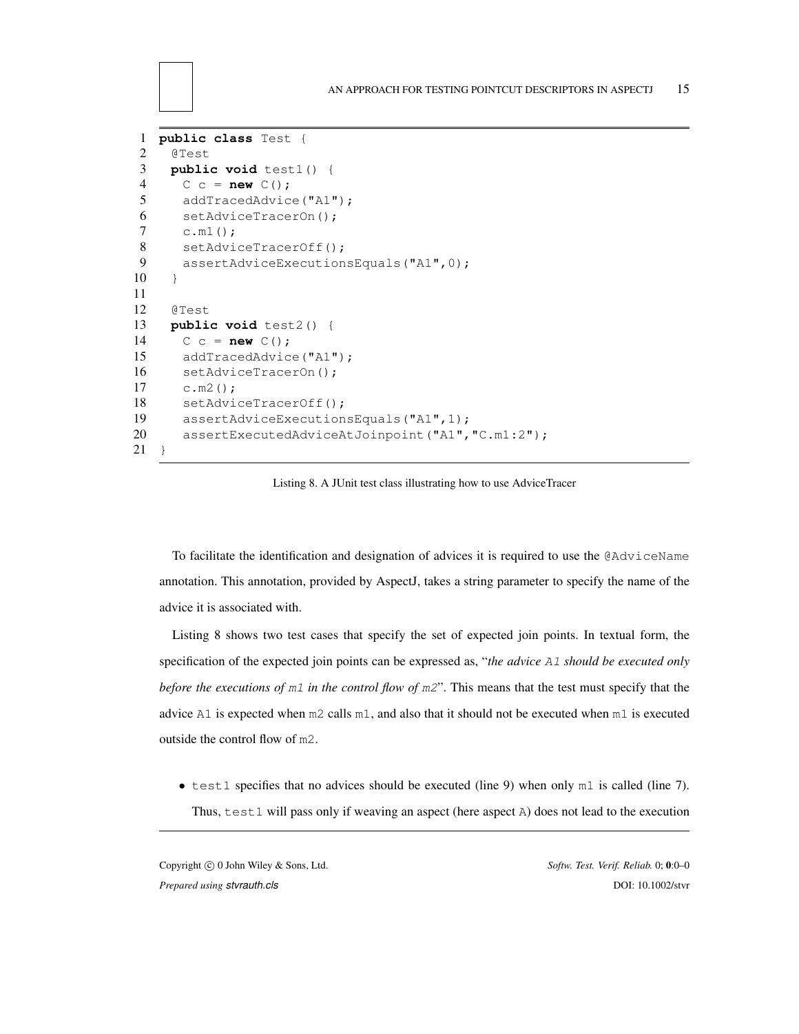```java
public class Test {
  @Test
  public void test1() {
    C c = new C();
    addTracedAdvice("A1");
    setAdviceTracerOn();
    c.m1();
    setAdviceTracerOff();
    assertAdviceExecutionsEquals("A1",0);
  }

  @Test
  public void test2() {
    C c = new C();
    addTracedAdvice("A1");
    setAdviceTracerOn();
    c.m2();
    setAdviceTracerOff();
    assertAdviceExecutionsEquals("A1",1);
    assertExecutedAdviceAtJoinpoint("A1","C.m1:2");
}
```

Listing 8. A JUnit test class illustrating how to use AdviceTracer

To facilitate the identification and designation of advices it is required to use the `@AdviceName` annotation. This annotation, provided by AspectJ, takes a string parameter to specify the name of the advice it is associated with.

Listing 8 shows two test cases that specify the set of expected join points. In textual form, the specification of the expected join points can be expressed as, "*the advice `A1` should be executed only before the executions of `m1` in the control flow of `m2`*". This means that the test must specify that the advice `A1` is expected when `m2` calls `m1`, and also that it should not be executed when `m1` is executed outside the control flow of `m2`.

- `test1` specifies that no advices should be executed (line 9) when only `m1` is called (line 7). Thus, `test1` will pass only if weaving an aspect (here aspect `A`) does not lead to the execution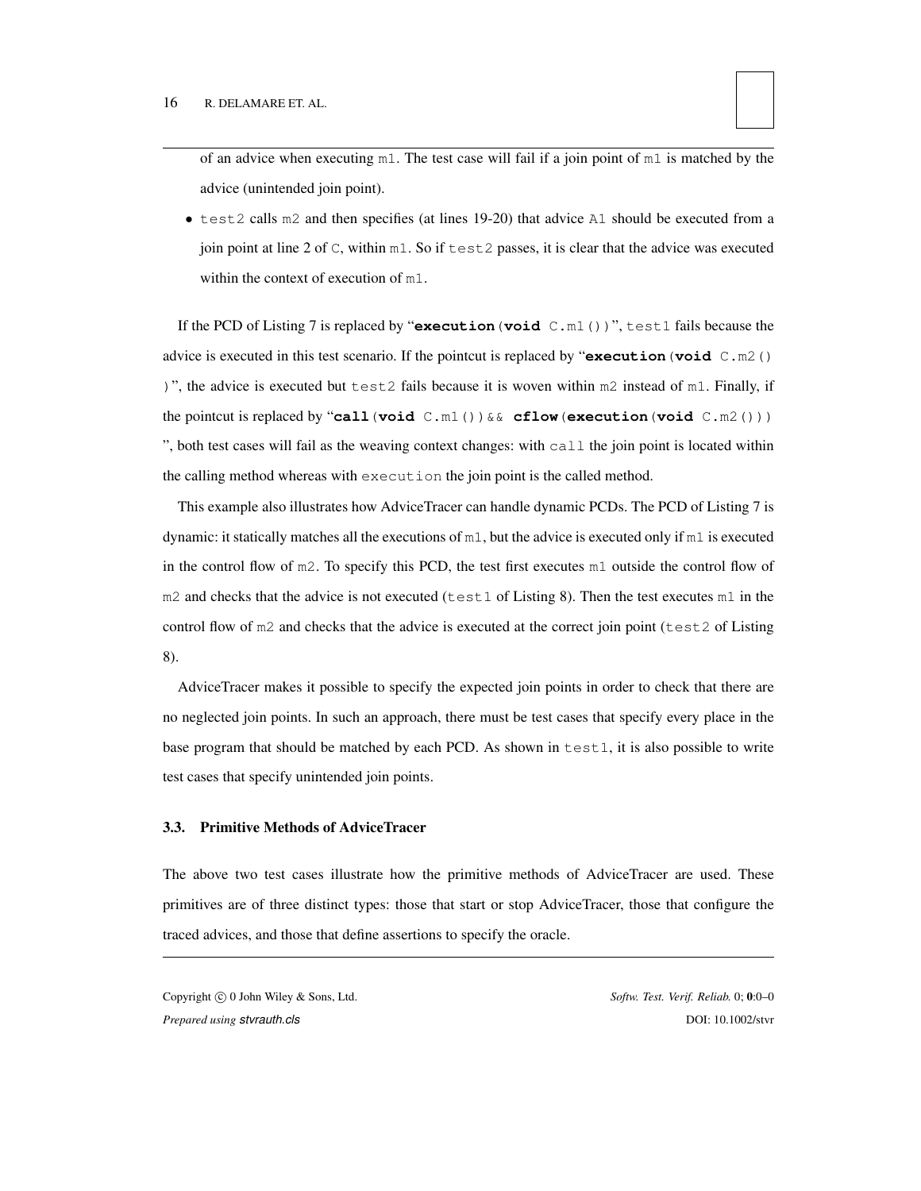of an advice when executing `m1`. The test case will fail if a join point of `m1` is matched by the advice (unintended join point).

- `test2` calls `m2` and then specifies (at lines 19-20) that advice `A1` should be executed from a join point at line 2 of `C`, within `m1`. So if `test2` passes, it is clear that the advice was executed within the context of execution of `m1`.

If the PCD of Listing 7 is replaced by "**execution**(**void** C.m1())", `test1` fails because the advice is executed in this test scenario. If the pointcut is replaced by "**execution**(**void** C.m2())", the advice is executed but `test2` fails because it is woven within `m2` instead of `m1`. Finally, if the pointcut is replaced by "**call**(**void** C.m1())&& **cflow**(**execution**(**void** C.m2()))", both test cases will fail as the weaving context changes: with `call` the join point is located within the calling method whereas with `execution` the join point is the called method.

This example also illustrates how AdviceTracer can handle dynamic PCDs. The PCD of Listing 7 is dynamic: it statically matches all the executions of `m1`, but the advice is executed only if `m1` is executed in the control flow of `m2`. To specify this PCD, the test first executes `m1` outside the control flow of `m2` and checks that the advice is not executed (`test1` of Listing 8). Then the test executes `m1` in the control flow of `m2` and checks that the advice is executed at the correct join point (`test2` of Listing 8).

AdviceTracer makes it possible to specify the expected join points in order to check that there are no neglected join points. In such an approach, there must be test cases that specify every place in the base program that should be matched by each PCD. As shown in `test1`, it is also possible to write test cases that specify unintended join points.

### 3.3. Primitive Methods of AdviceTracer

The above two test cases illustrate how the primitive methods of AdviceTracer are used. These primitives are of three distinct types: those that start or stop AdviceTracer, those that configure the traced advices, and those that define assertions to specify the oracle.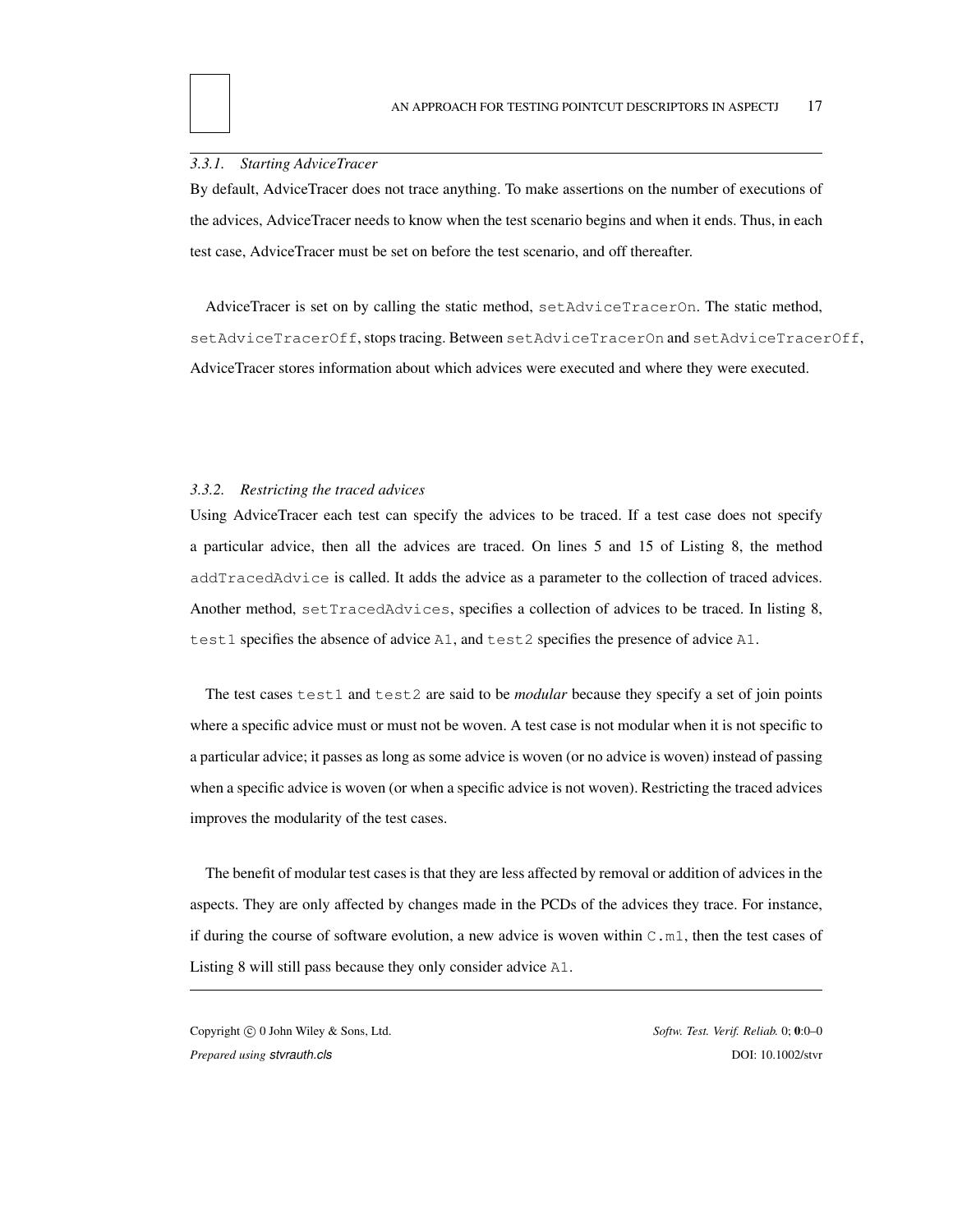### 3.3.1. Starting AdviceTracer

By default, AdviceTracer does not trace anything. To make assertions on the number of executions of the advices, AdviceTracer needs to know when the test scenario begins and when it ends. Thus, in each test case, AdviceTracer must be set on before the test scenario, and off thereafter.

AdviceTracer is set on by calling the static method, `setAdviceTracerOn`. The static method, `setAdviceTracerOff`, stops tracing. Between `setAdviceTracerOn` and `setAdviceTracerOff`, AdviceTracer stores information about which advices were executed and where they were executed.

### 3.3.2. Restricting the traced advices

Using AdviceTracer each test can specify the advices to be traced. If a test case does not specify a particular advice, then all the advices are traced. On lines 5 and 15 of Listing 8, the method `addTracedAdvice` is called. It adds the advice as a parameter to the collection of traced advices. Another method, `setTracedAdvices`, specifies a collection of advices to be traced. In listing 8, `test1` specifies the absence of advice `A1`, and `test2` specifies the presence of advice `A1`.

The test cases `test1` and `test2` are said to be *modular* because they specify a set of join points where a specific advice must or must not be woven. A test case is not modular when it is not specific to a particular advice; it passes as long as some advice is woven (or no advice is woven) instead of passing when a specific advice is woven (or when a specific advice is not woven). Restricting the traced advices improves the modularity of the test cases.

The benefit of modular test cases is that they are less affected by removal or addition of advices in the aspects. They are only affected by changes made in the PCDs of the advices they trace. For instance, if during the course of software evolution, a new advice is woven within `C.m1`, then the test cases of Listing 8 will still pass because they only consider advice `A1`.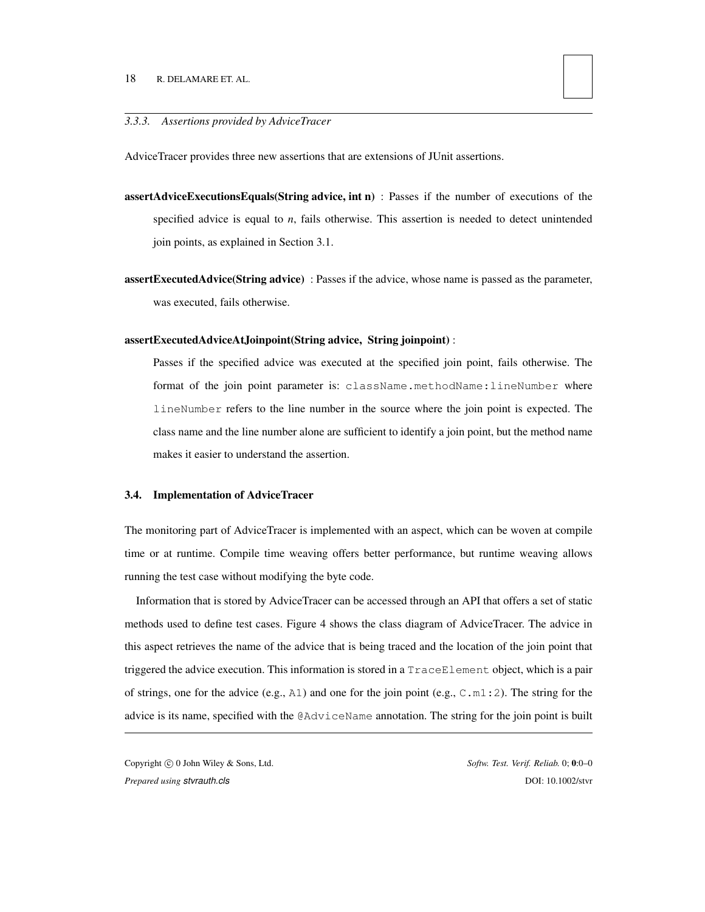#### 3.3.3. Assertions provided by AdviceTracer

AdviceTracer provides three new assertions that are extensions of JUnit assertions.

**assertAdviceExecutionsEquals(String advice, int n)** : Passes if the number of executions of the specified advice is equal to *n*, fails otherwise. This assertion is needed to detect unintended join points, as explained in Section 3.1.

**assertExecutedAdvice(String advice)** : Passes if the advice, whose name is passed as the parameter, was executed, fails otherwise.

**assertExecutedAdviceAtJoinpoint(String advice, String joinpoint)** :

Passes if the specified advice was executed at the specified join point, fails otherwise. The format of the join point parameter is: `className.methodName:lineNumber` where `lineNumber` refers to the line number in the source where the join point is expected. The class name and the line number alone are sufficient to identify a join point, but the method name makes it easier to understand the assertion.

### 3.4. Implementation of AdviceTracer

The monitoring part of AdviceTracer is implemented with an aspect, which can be woven at compile time or at runtime. Compile time weaving offers better performance, but runtime weaving allows running the test case without modifying the byte code.

Information that is stored by AdviceTracer can be accessed through an API that offers a set of static methods used to define test cases. Figure 4 shows the class diagram of AdviceTracer. The advice in this aspect retrieves the name of the advice that is being traced and the location of the join point that triggered the advice execution. This information is stored in a `TraceElement` object, which is a pair of strings, one for the advice (e.g., `A1`) and one for the join point (e.g., `C.m1:2`). The string for the advice is its name, specified with the `@AdviceName` annotation. The string for the join point is built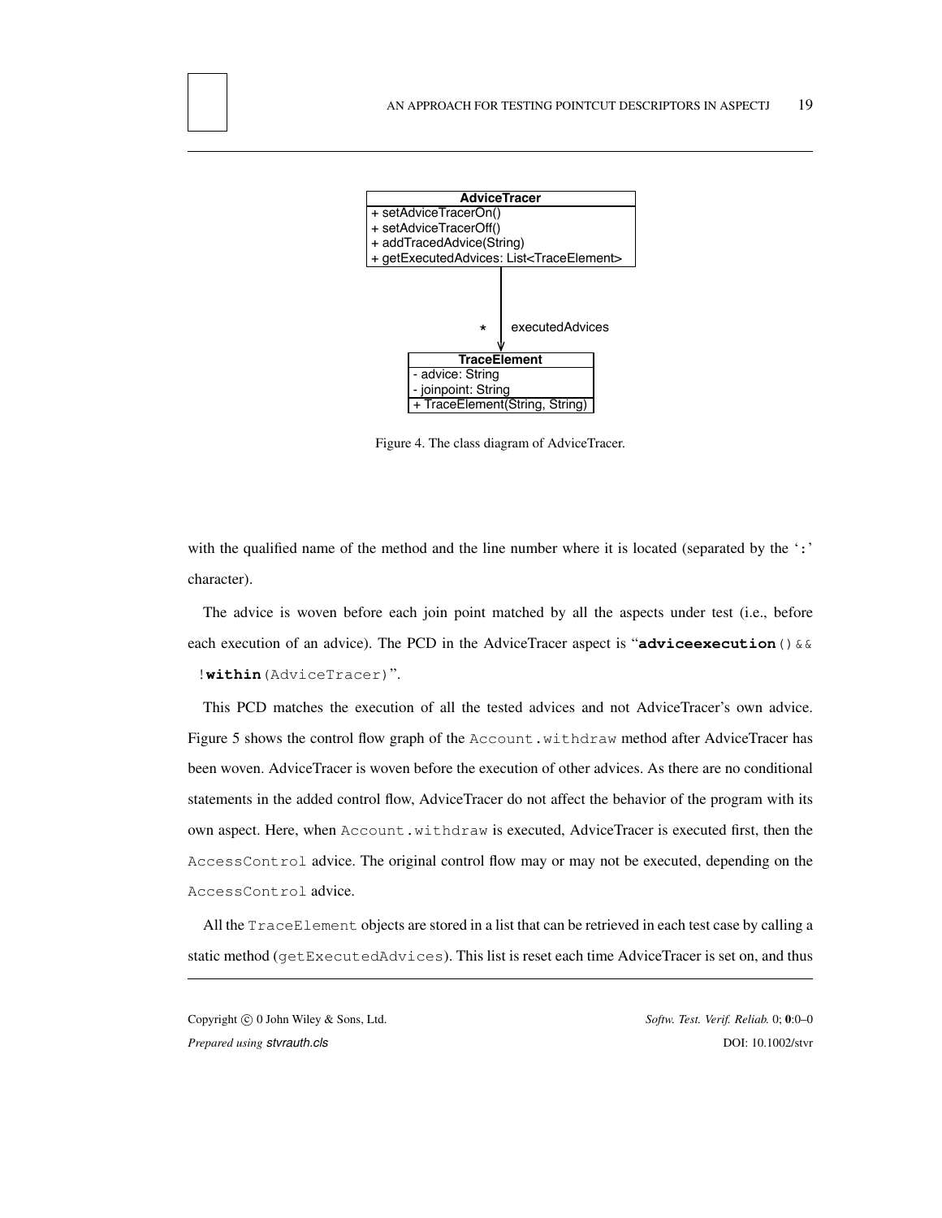| AdviceTracer |
|---|
| + setAdviceTracerOn() |
| + setAdviceTracerOff() |
| + addTracedAdvice(String) |
| + getExecutedAdvices: List<TraceElement> |

\* executedAdvices

| TraceElement |
|---|
| - advice: String |
| - joinpoint: String |
| + TraceElement(String, String) |

Figure 4. The class diagram of AdviceTracer.

with the qualified name of the method and the line number where it is located (separated by the ':' character).

The advice is woven before each join point matched by all the aspects under test (i.e., before each execution of an advice). The PCD in the AdviceTracer aspect is "**adviceexecution**() && !**within**(AdviceTracer)".

This PCD matches the execution of all the tested advices and not AdviceTracer's own advice. Figure 5 shows the control flow graph of the `Account.withdraw` method after AdviceTracer has been woven. AdviceTracer is woven before the execution of other advices. As there are no conditional statements in the added control flow, AdviceTracer do not affect the behavior of the program with its own aspect. Here, when `Account.withdraw` is executed, AdviceTracer is executed first, then the `AccessControl` advice. The original control flow may or may not be executed, depending on the `AccessControl` advice.

All the `TraceElement` objects are stored in a list that can be retrieved in each test case by calling a static method (`getExecutedAdvices`). This list is reset each time AdviceTracer is set on, and thus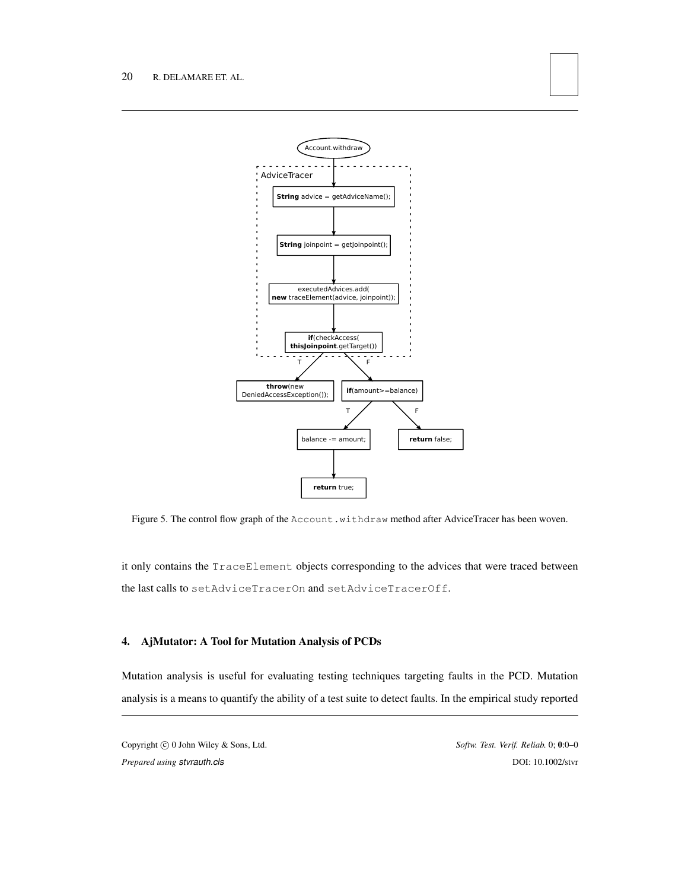Figure 5. The control flow graph of the `Account.withdraw` method after AdviceTracer has been woven.

it only contains the `TraceElement` objects corresponding to the advices that were traced between the last calls to `setAdviceTracerOn` and `setAdviceTracerOff`.

## 4. AjMutator: A Tool for Mutation Analysis of PCDs

Mutation analysis is useful for evaluating testing techniques targeting faults in the PCD. Mutation analysis is a means to quantify the ability of a test suite to detect faults. In the empirical study reported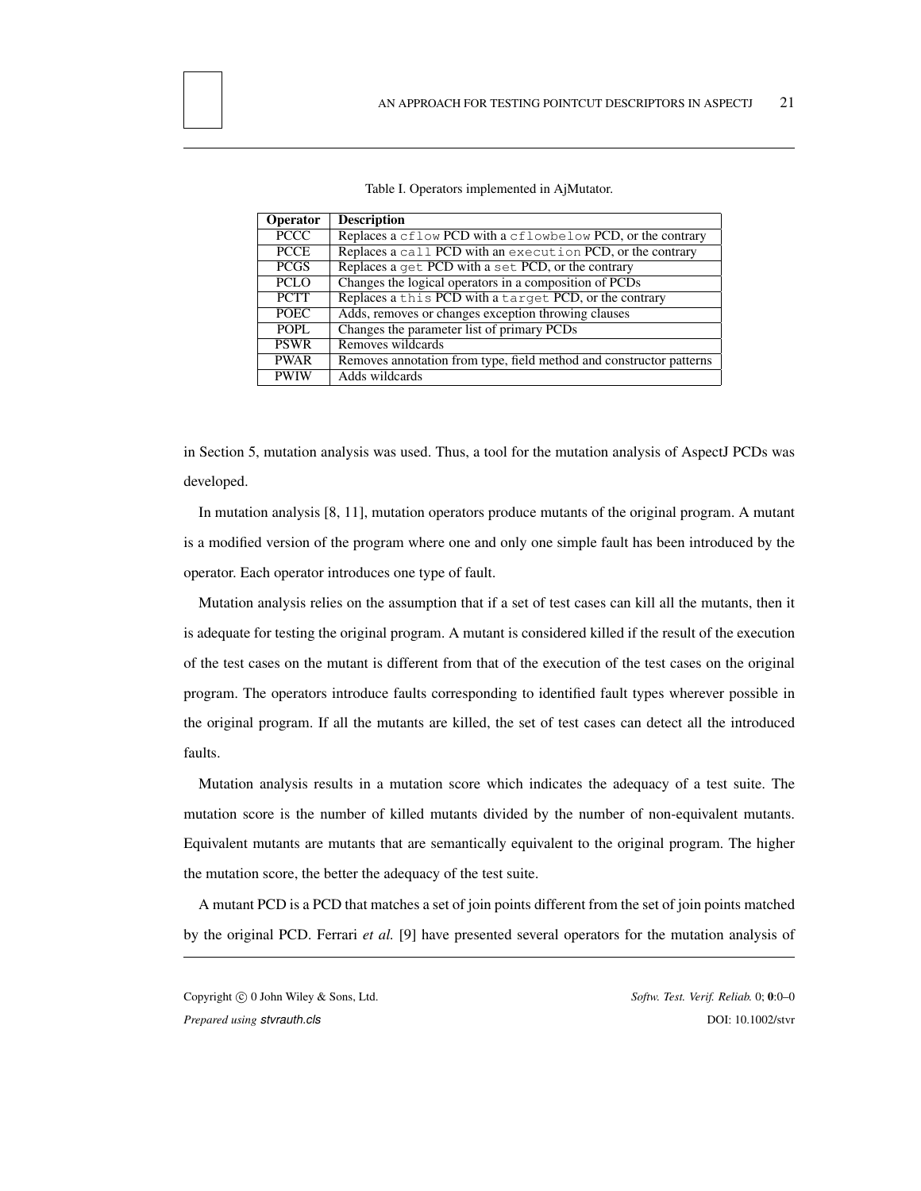Table I. Operators implemented in AjMutator.

| Operator | Description |
|---|---|
| PCCC | Replaces a `cflow` PCD with a `cflowbelow` PCD, or the contrary |
| PCCE | Replaces a `call` PCD with an `execution` PCD, or the contrary |
| PCGS | Replaces a `get` PCD with a `set` PCD, or the contrary |
| PCLO | Changes the logical operators in a composition of PCDs |
| PCTT | Replaces a `this` PCD with a `target` PCD, or the contrary |
| POEC | Adds, removes or changes exception throwing clauses |
| POPL | Changes the parameter list of primary PCDs |
| PSWR | Removes wildcards |
| PWAR | Removes annotation from type, field method and constructor patterns |
| PWIW | Adds wildcards |

in Section 5, mutation analysis was used. Thus, a tool for the mutation analysis of AspectJ PCDs was developed.

In mutation analysis [8, 11], mutation operators produce mutants of the original program. A mutant is a modified version of the program where one and only one simple fault has been introduced by the operator. Each operator introduces one type of fault.

Mutation analysis relies on the assumption that if a set of test cases can kill all the mutants, then it is adequate for testing the original program. A mutant is considered killed if the result of the execution of the test cases on the mutant is different from that of the execution of the test cases on the original program. The operators introduce faults corresponding to identified fault types wherever possible in the original program. If all the mutants are killed, the set of test cases can detect all the introduced faults.

Mutation analysis results in a mutation score which indicates the adequacy of a test suite. The mutation score is the number of killed mutants divided by the number of non-equivalent mutants. Equivalent mutants are mutants that are semantically equivalent to the original program. The higher the mutation score, the better the adequacy of the test suite.

A mutant PCD is a PCD that matches a set of join points different from the set of join points matched by the original PCD. Ferrari *et al.* [9] have presented several operators for the mutation analysis of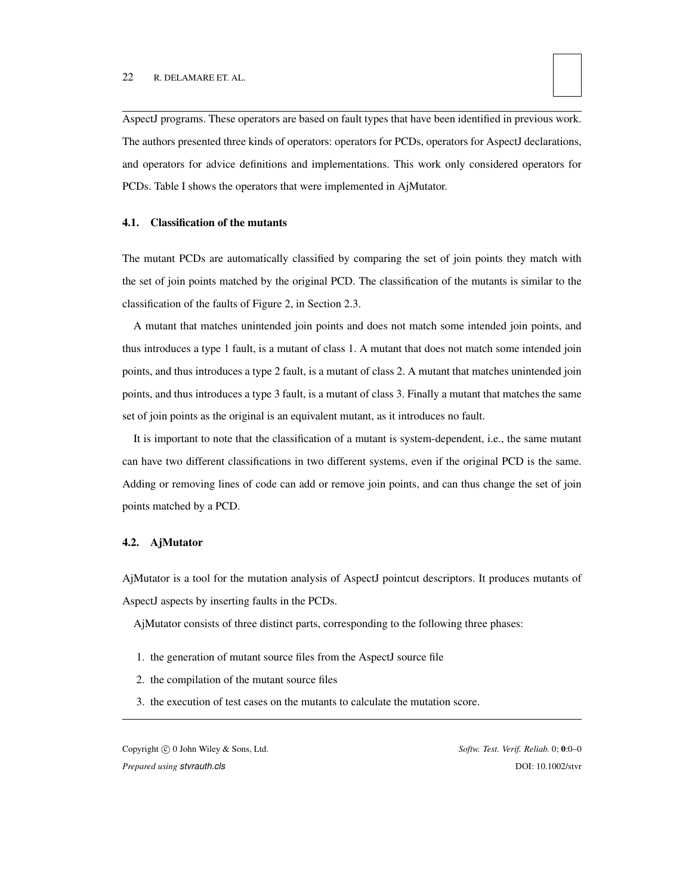AspectJ programs. These operators are based on fault types that have been identified in previous work. The authors presented three kinds of operators: operators for PCDs, operators for AspectJ declarations, and operators for advice definitions and implementations. This work only considered operators for PCDs. Table I shows the operators that were implemented in AjMutator.

### 4.1. Classification of the mutants

The mutant PCDs are automatically classified by comparing the set of join points they match with the set of join points matched by the original PCD. The classification of the mutants is similar to the classification of the faults of Figure 2, in Section 2.3.

A mutant that matches unintended join points and does not match some intended join points, and thus introduces a type 1 fault, is a mutant of class 1. A mutant that does not match some intended join points, and thus introduces a type 2 fault, is a mutant of class 2. A mutant that matches unintended join points, and thus introduces a type 3 fault, is a mutant of class 3. Finally a mutant that matches the same set of join points as the original is an equivalent mutant, as it introduces no fault.

It is important to note that the classification of a mutant is system-dependent, i.e., the same mutant can have two different classifications in two different systems, even if the original PCD is the same. Adding or removing lines of code can add or remove join points, and can thus change the set of join points matched by a PCD.

### 4.2. AjMutator

AjMutator is a tool for the mutation analysis of AspectJ pointcut descriptors. It produces mutants of AspectJ aspects by inserting faults in the PCDs.

AjMutator consists of three distinct parts, corresponding to the following three phases:

1. the generation of mutant source files from the AspectJ source file
2. the compilation of the mutant source files
3. the execution of test cases on the mutants to calculate the mutation score.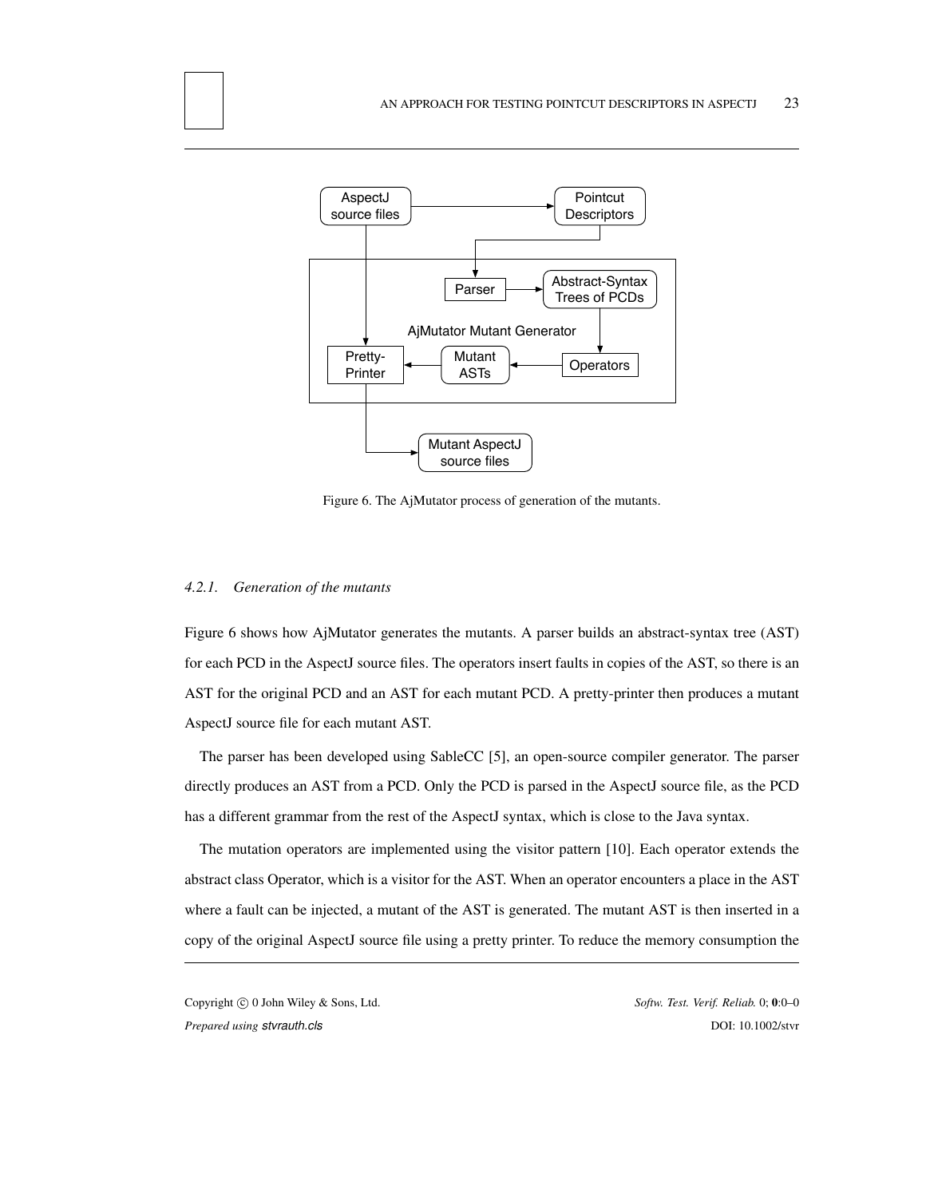Figure 6. The AjMutator process of generation of the mutants.

#### *4.2.1. Generation of the mutants*

Figure 6 shows how AjMutator generates the mutants. A parser builds an abstract-syntax tree (AST) for each PCD in the AspectJ source files. The operators insert faults in copies of the AST, so there is an AST for the original PCD and an AST for each mutant PCD. A pretty-printer then produces a mutant AspectJ source file for each mutant AST.

The parser has been developed using SableCC [5], an open-source compiler generator. The parser directly produces an AST from a PCD. Only the PCD is parsed in the AspectJ source file, as the PCD has a different grammar from the rest of the AspectJ syntax, which is close to the Java syntax.

The mutation operators are implemented using the visitor pattern [10]. Each operator extends the abstract class Operator, which is a visitor for the AST. When an operator encounters a place in the AST where a fault can be injected, a mutant of the AST is generated. The mutant AST is then inserted in a copy of the original AspectJ source file using a pretty printer. To reduce the memory consumption the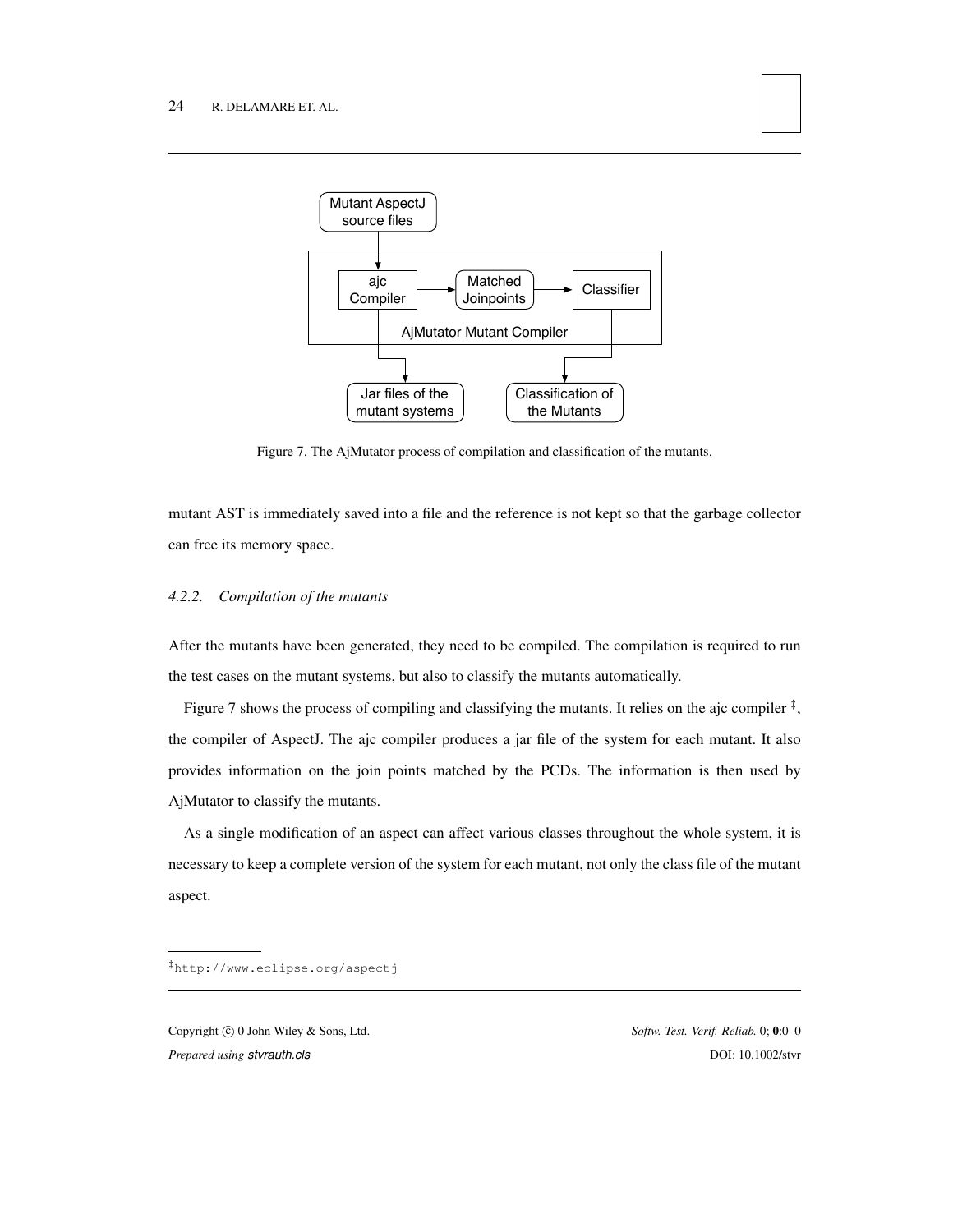Figure 7. The AjMutator process of compilation and classification of the mutants.

mutant AST is immediately saved into a file and the reference is not kept so that the garbage collector can free its memory space.

### *4.2.2. Compilation of the mutants*

After the mutants have been generated, they need to be compiled. The compilation is required to run the test cases on the mutant systems, but also to classify the mutants automatically.

Figure 7 shows the process of compiling and classifying the mutants. It relies on the ajc compiler [‡], the compiler of AspectJ. The ajc compiler produces a jar file of the system for each mutant. It also provides information on the join points matched by the PCDs. The information is then used by AjMutator to classify the mutants.

As a single modification of an aspect can affect various classes throughout the whole system, it is necessary to keep a complete version of the system for each mutant, not only the class file of the mutant aspect.

[‡] http://www.eclipse.org/aspectj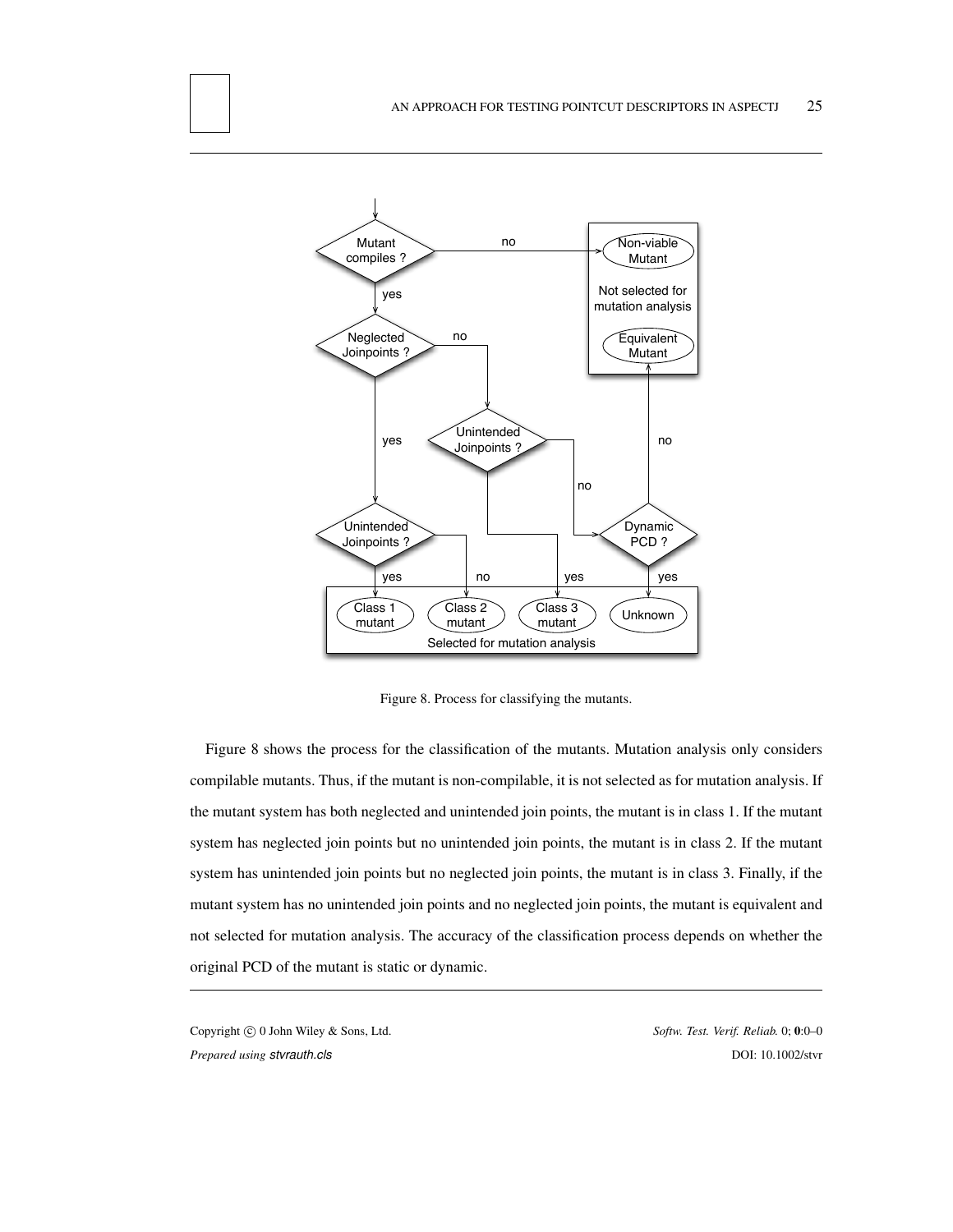Figure 8. Process for classifying the mutants.

Figure 8 shows the process for the classification of the mutants. Mutation analysis only considers compilable mutants. Thus, if the mutant is non-compilable, it is not selected as for mutation analysis. If the mutant system has both neglected and unintended join points, the mutant is in class 1. If the mutant system has neglected join points but no unintended join points, the mutant is in class 2. If the mutant system has unintended join points but no neglected join points, the mutant is in class 3. Finally, if the mutant system has no unintended join points and no neglected join points, the mutant is equivalent and not selected for mutation analysis. The accuracy of the classification process depends on whether the original PCD of the mutant is static or dynamic.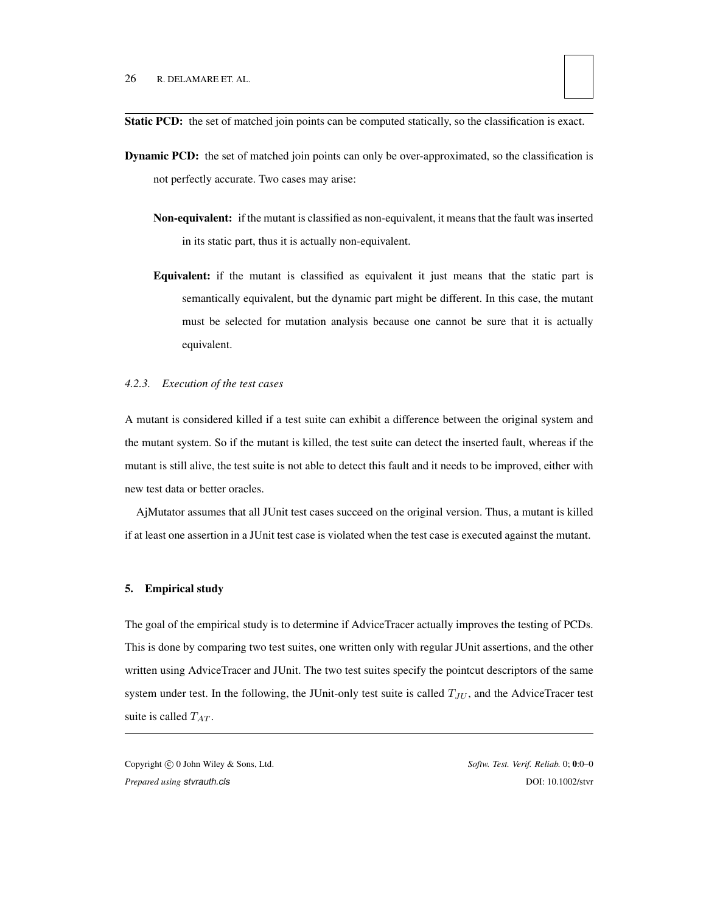**Static PCD:** the set of matched join points can be computed statically, so the classification is exact.

**Dynamic PCD:** the set of matched join points can only be over-approximated, so the classification is not perfectly accurate. Two cases may arise:

- **Non-equivalent:** if the mutant is classified as non-equivalent, it means that the fault was inserted in its static part, thus it is actually non-equivalent.
- **Equivalent:** if the mutant is classified as equivalent it just means that the static part is semantically equivalent, but the dynamic part might be different. In this case, the mutant must be selected for mutation analysis because one cannot be sure that it is actually equivalent.

#### *4.2.3. Execution of the test cases*

A mutant is considered killed if a test suite can exhibit a difference between the original system and the mutant system. So if the mutant is killed, the test suite can detect the inserted fault, whereas if the mutant is still alive, the test suite is not able to detect this fault and it needs to be improved, either with new test data or better oracles.

AjMutator assumes that all JUnit test cases succeed on the original version. Thus, a mutant is killed if at least one assertion in a JUnit test case is violated when the test case is executed against the mutant.

## 5. Empirical study

The goal of the empirical study is to determine if AdviceTracer actually improves the testing of PCDs. This is done by comparing two test suites, one written only with regular JUnit assertions, and the other written using AdviceTracer and JUnit. The two test suites specify the pointcut descriptors of the same system under test. In the following, the JUnit-only test suite is called $T_{JU}$, and the AdviceTracer test suite is called $T_{AT}$.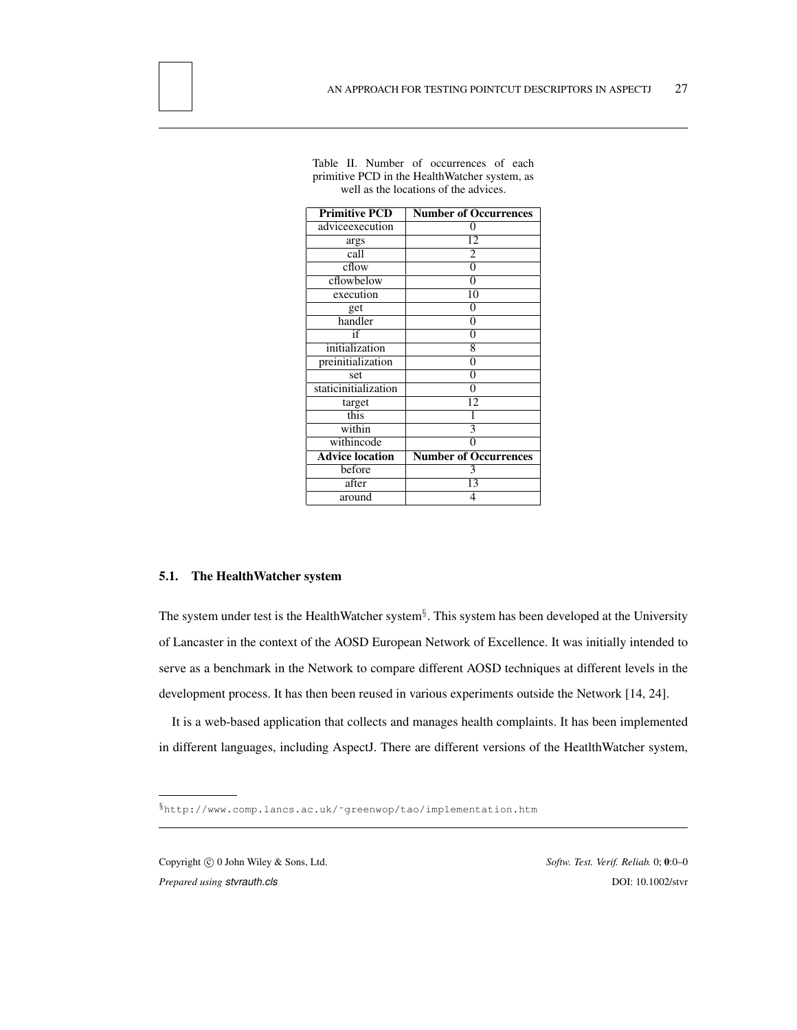Table II. Number of occurrences of each primitive PCD in the HealthWatcher system, as well as the locations of the advices.

| Primitive PCD | Number of Occurrences |
|---|---|
| adviceexecution | 0 |
| args | 12 |
| call | 2 |
| cflow | 0 |
| cflowbelow | 0 |
| execution | 10 |
| get | 0 |
| handler | 0 |
| if | 0 |
| initialization | 8 |
| preinitialization | 0 |
| set | 0 |
| staticinitialization | 0 |
| target | 12 |
| this | 1 |
| within | 3 |
| withincode | 0 |
| **Advice location** | **Number of Occurrences** |
| before | 3 |
| after | 13 |
| around | 4 |

### 5.1. The HealthWatcher system

The system under test is the HealthWatcher system[§]. This system has been developed at the University of Lancaster in the context of the AOSD European Network of Excellence. It was initially intended to serve as a benchmark in the Network to compare different AOSD techniques at different levels in the development process. It has then been reused in various experiments outside the Network [14, 24].

It is a web-based application that collects and manages health complaints. It has been implemented in different languages, including AspectJ. There are different versions of the HeatlthWatcher system,

[§] http://www.comp.lancs.ac.uk/~greenwop/tao/implementation.htm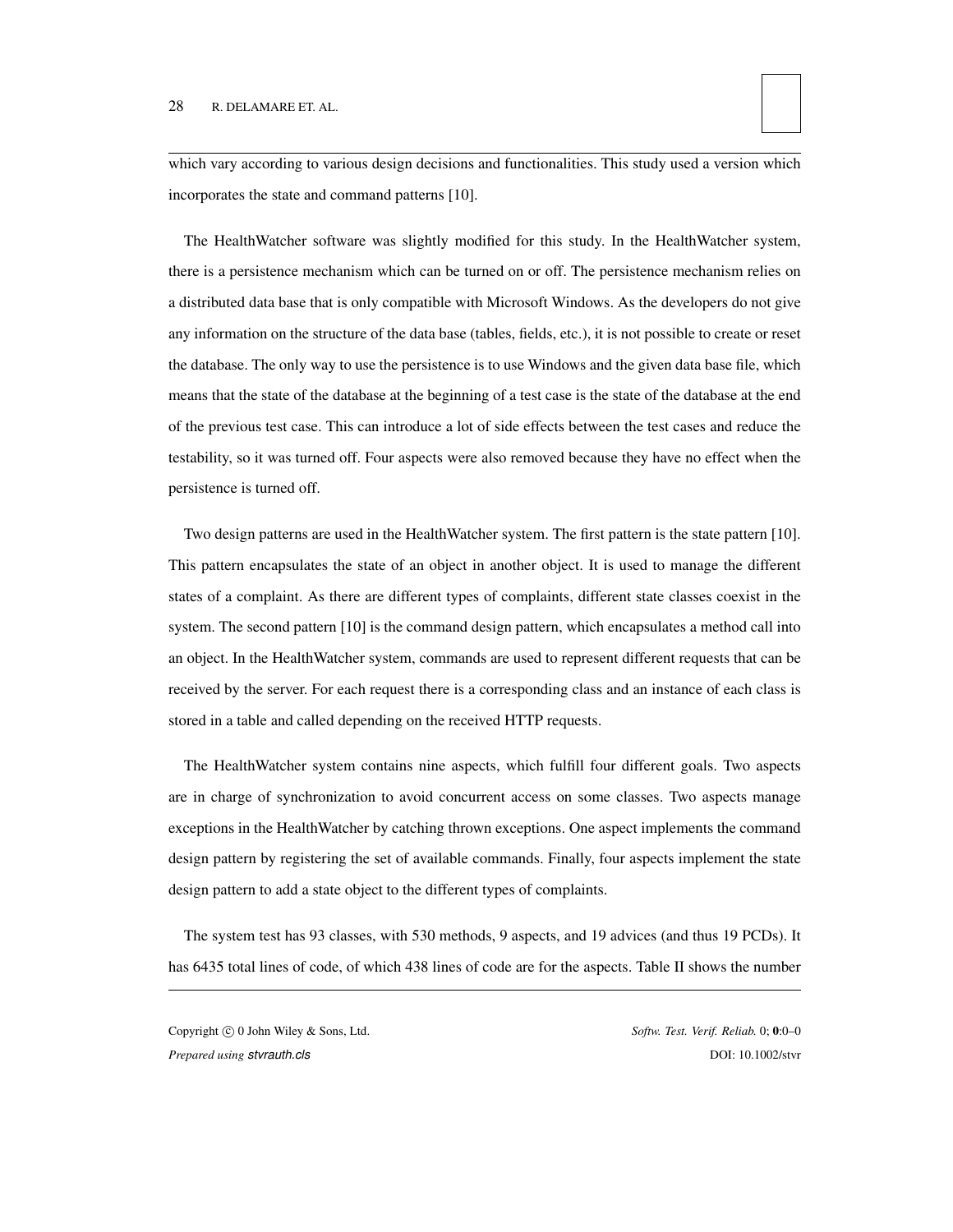which vary according to various design decisions and functionalities. This study used a version which incorporates the state and command patterns [10].

The HealthWatcher software was slightly modified for this study. In the HealthWatcher system, there is a persistence mechanism which can be turned on or off. The persistence mechanism relies on a distributed data base that is only compatible with Microsoft Windows. As the developers do not give any information on the structure of the data base (tables, fields, etc.), it is not possible to create or reset the database. The only way to use the persistence is to use Windows and the given data base file, which means that the state of the database at the beginning of a test case is the state of the database at the end of the previous test case. This can introduce a lot of side effects between the test cases and reduce the testability, so it was turned off. Four aspects were also removed because they have no effect when the persistence is turned off.

Two design patterns are used in the HealthWatcher system. The first pattern is the state pattern [10]. This pattern encapsulates the state of an object in another object. It is used to manage the different states of a complaint. As there are different types of complaints, different state classes coexist in the system. The second pattern [10] is the command design pattern, which encapsulates a method call into an object. In the HealthWatcher system, commands are used to represent different requests that can be received by the server. For each request there is a corresponding class and an instance of each class is stored in a table and called depending on the received HTTP requests.

The HealthWatcher system contains nine aspects, which fulfill four different goals. Two aspects are in charge of synchronization to avoid concurrent access on some classes. Two aspects manage exceptions in the HealthWatcher by catching thrown exceptions. One aspect implements the command design pattern by registering the set of available commands. Finally, four aspects implement the state design pattern to add a state object to the different types of complaints.

The system test has 93 classes, with 530 methods, 9 aspects, and 19 advices (and thus 19 PCDs). It has 6435 total lines of code, of which 438 lines of code are for the aspects. Table II shows the number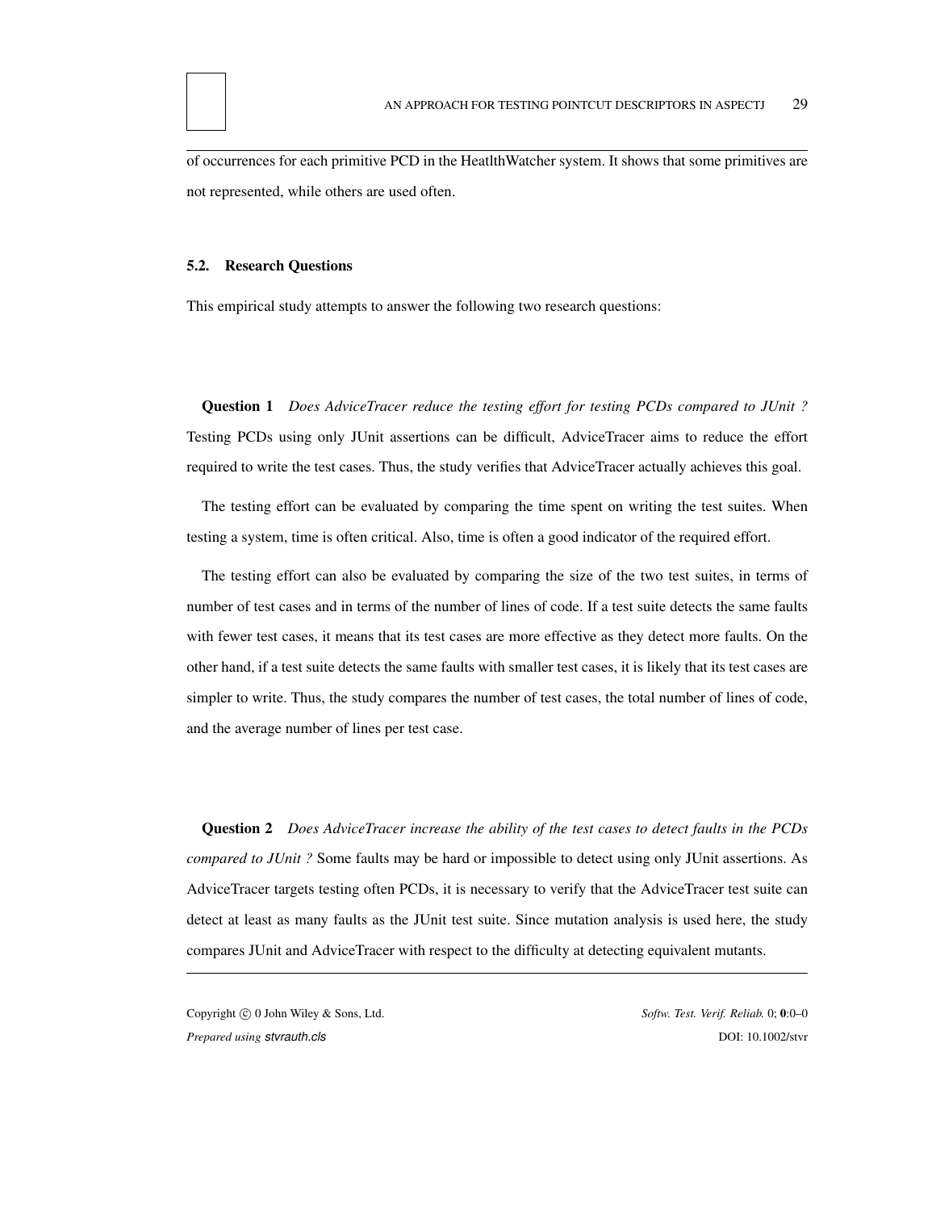of occurrences for each primitive PCD in the HeatlthWatcher system. It shows that some primitives are not represented, while others are used often.

### 5.2. Research Questions

This empirical study attempts to answer the following two research questions:

**Question 1** *Does AdviceTracer reduce the testing effort for testing PCDs compared to JUnit ?* Testing PCDs using only JUnit assertions can be difficult, AdviceTracer aims to reduce the effort required to write the test cases. Thus, the study verifies that AdviceTracer actually achieves this goal.

The testing effort can be evaluated by comparing the time spent on writing the test suites. When testing a system, time is often critical. Also, time is often a good indicator of the required effort.

The testing effort can also be evaluated by comparing the size of the two test suites, in terms of number of test cases and in terms of the number of lines of code. If a test suite detects the same faults with fewer test cases, it means that its test cases are more effective as they detect more faults. On the other hand, if a test suite detects the same faults with smaller test cases, it is likely that its test cases are simpler to write. Thus, the study compares the number of test cases, the total number of lines of code, and the average number of lines per test case.

**Question 2** *Does AdviceTracer increase the ability of the test cases to detect faults in the PCDs compared to JUnit ?* Some faults may be hard or impossible to detect using only JUnit assertions. As AdviceTracer targets testing often PCDs, it is necessary to verify that the AdviceTracer test suite can detect at least as many faults as the JUnit test suite. Since mutation analysis is used here, the study compares JUnit and AdviceTracer with respect to the difficulty at detecting equivalent mutants.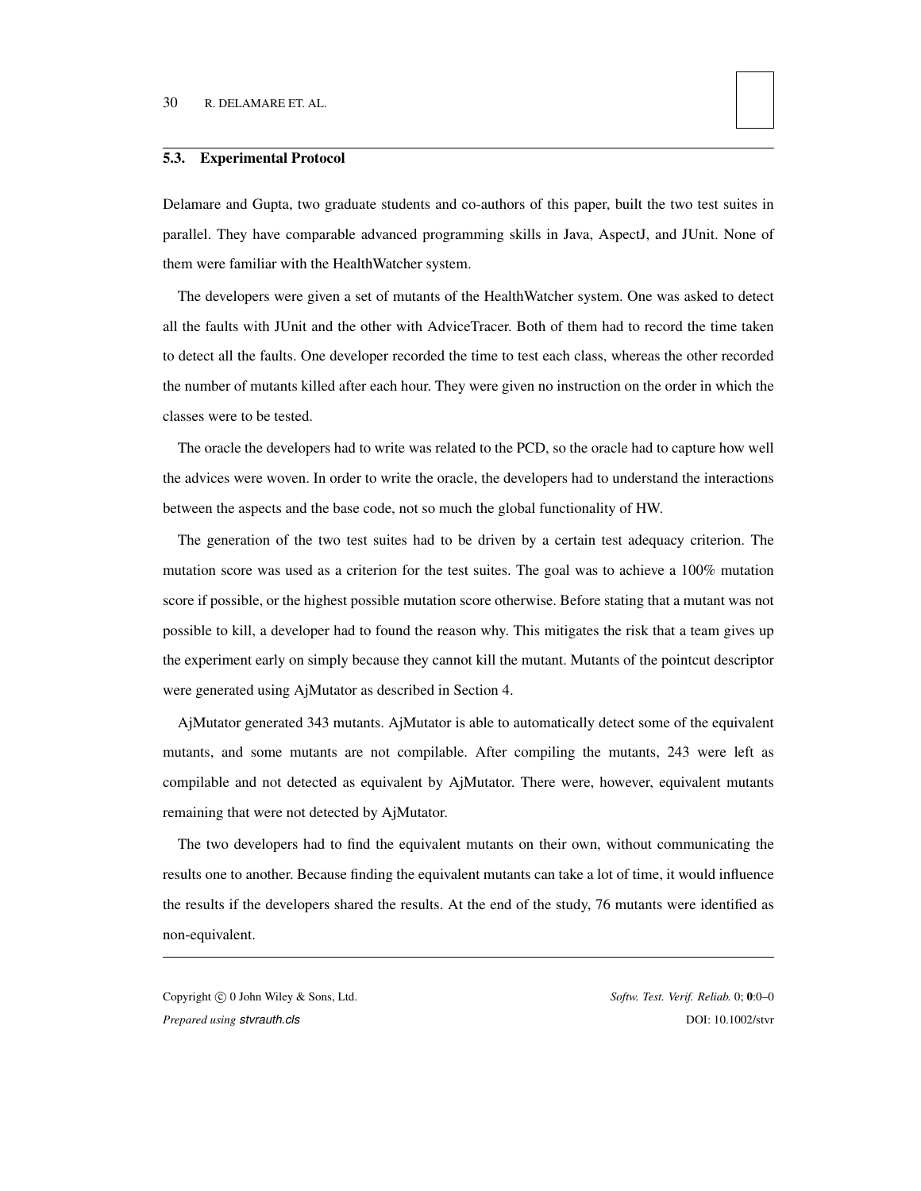### 5.3. Experimental Protocol

Delamare and Gupta, two graduate students and co-authors of this paper, built the two test suites in parallel. They have comparable advanced programming skills in Java, AspectJ, and JUnit. None of them were familiar with the HealthWatcher system.

The developers were given a set of mutants of the HealthWatcher system. One was asked to detect all the faults with JUnit and the other with AdviceTracer. Both of them had to record the time taken to detect all the faults. One developer recorded the time to test each class, whereas the other recorded the number of mutants killed after each hour. They were given no instruction on the order in which the classes were to be tested.

The oracle the developers had to write was related to the PCD, so the oracle had to capture how well the advices were woven. In order to write the oracle, the developers had to understand the interactions between the aspects and the base code, not so much the global functionality of HW.

The generation of the two test suites had to be driven by a certain test adequacy criterion. The mutation score was used as a criterion for the test suites. The goal was to achieve a 100% mutation score if possible, or the highest possible mutation score otherwise. Before stating that a mutant was not possible to kill, a developer had to found the reason why. This mitigates the risk that a team gives up the experiment early on simply because they cannot kill the mutant. Mutants of the pointcut descriptor were generated using AjMutator as described in Section 4.

AjMutator generated 343 mutants. AjMutator is able to automatically detect some of the equivalent mutants, and some mutants are not compilable. After compiling the mutants, 243 were left as compilable and not detected as equivalent by AjMutator. There were, however, equivalent mutants remaining that were not detected by AjMutator.

The two developers had to find the equivalent mutants on their own, without communicating the results one to another. Because finding the equivalent mutants can take a lot of time, it would influence the results if the developers shared the results. At the end of the study, 76 mutants were identified as non-equivalent.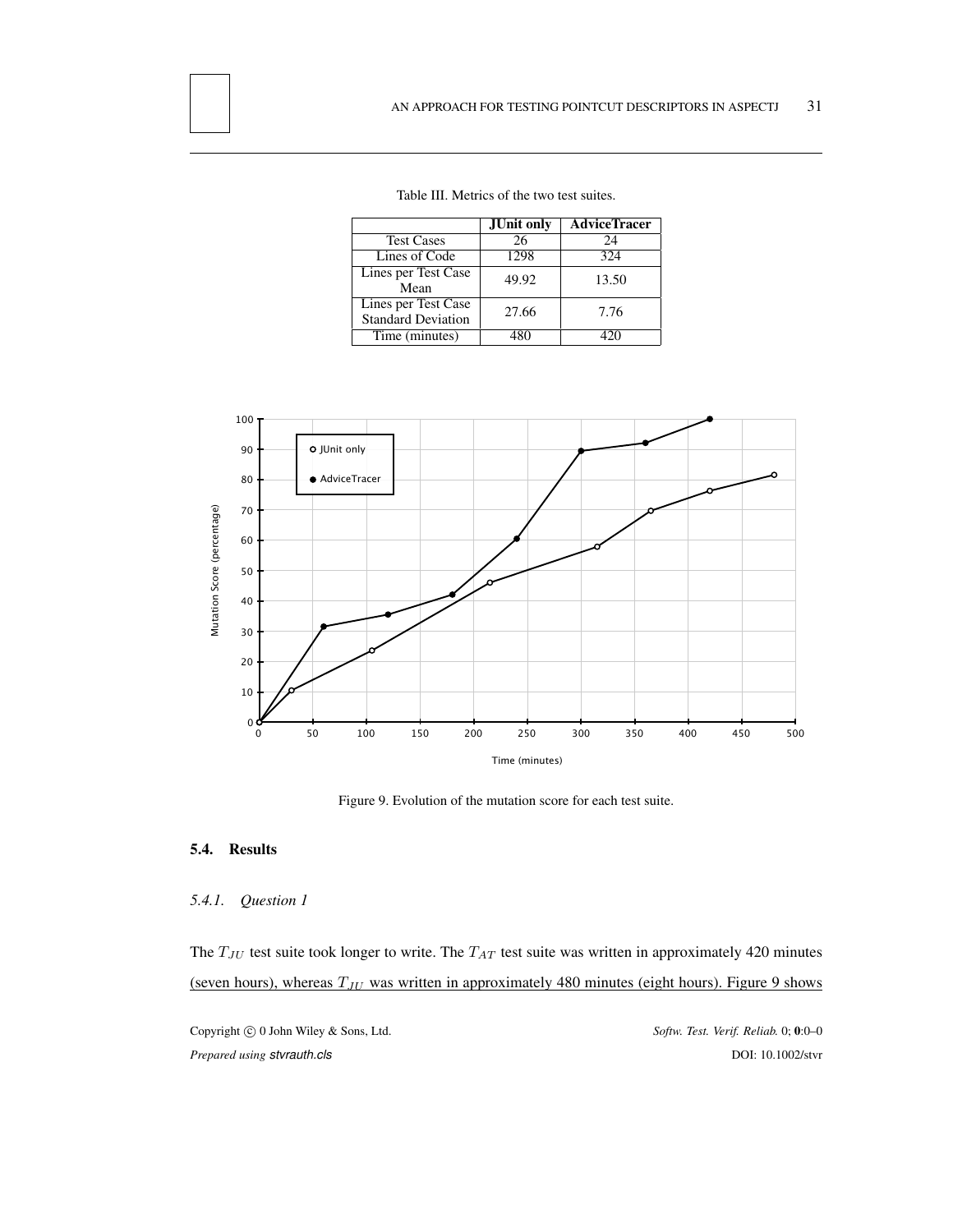Table III. Metrics of the two test suites.

| | JUnit only | AdviceTracer |
|---|---|---|
| Test Cases | 26 | 24 |
| Lines of Code | 1298 | 324 |
| Lines per Test Case Mean | 49.92 | 13.50 |
| Lines per Test Case Standard Deviation | 27.66 | 7.76 |
| Time (minutes) | 480 | 420 |

Figure 9. Evolution of the mutation score for each test suite.

## 5.4. Results

### *5.4.1. Question 1*

The $T_{JU}$ test suite took longer to write. The $T_{AT}$ test suite was written in approximately 420 minutes (seven hours), whereas $T_{JU}$ was written in approximately 480 minutes (eight hours). Figure 9 shows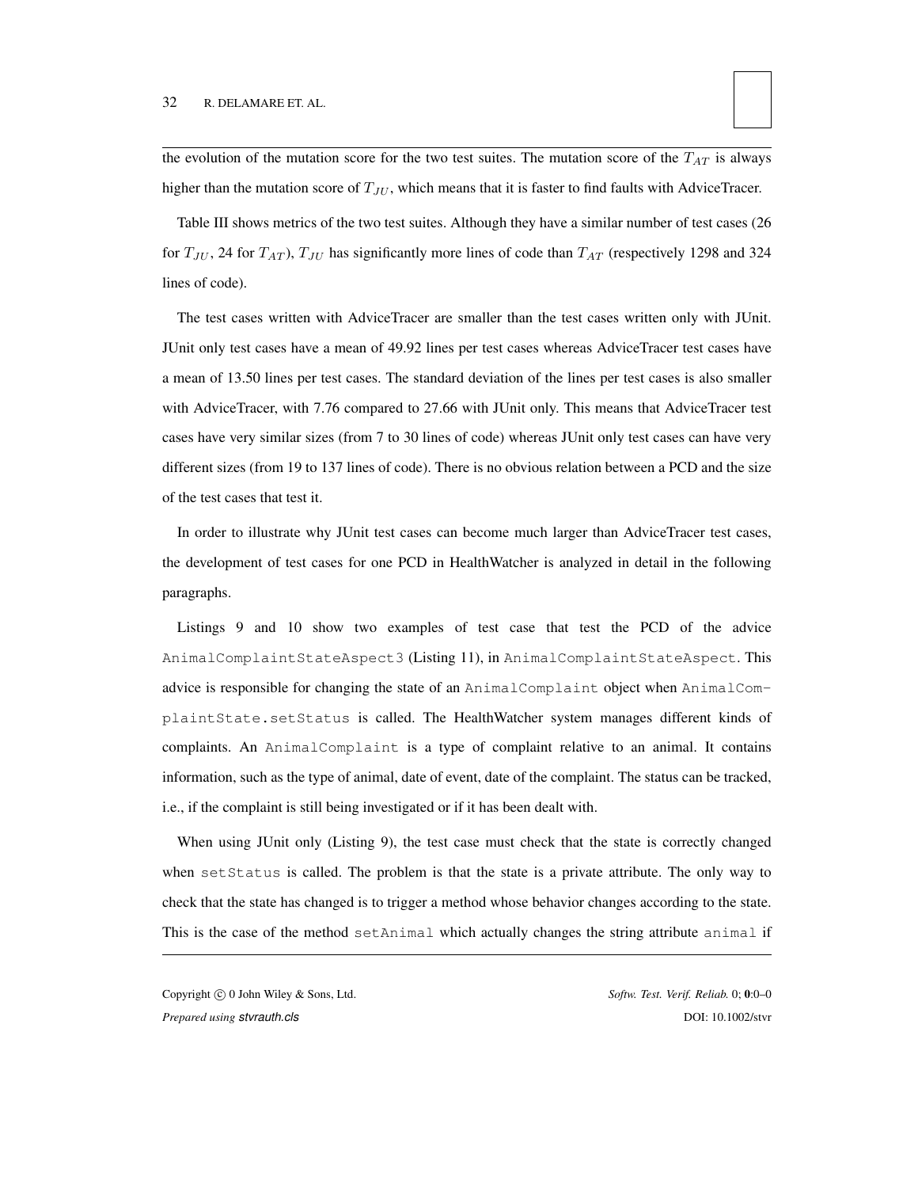the evolution of the mutation score for the two test suites. The mutation score of the $T_{AT}$ is always higher than the mutation score of $T_{JU}$, which means that it is faster to find faults with AdviceTracer.

Table III shows metrics of the two test suites. Although they have a similar number of test cases (26 for $T_{JU}$, 24 for $T_{AT}$), $T_{JU}$ has significantly more lines of code than $T_{AT}$ (respectively 1298 and 324 lines of code).

The test cases written with AdviceTracer are smaller than the test cases written only with JUnit. JUnit only test cases have a mean of 49.92 lines per test cases whereas AdviceTracer test cases have a mean of 13.50 lines per test cases. The standard deviation of the lines per test cases is also smaller with AdviceTracer, with 7.76 compared to 27.66 with JUnit only. This means that AdviceTracer test cases have very similar sizes (from 7 to 30 lines of code) whereas JUnit only test cases can have very different sizes (from 19 to 137 lines of code). There is no obvious relation between a PCD and the size of the test cases that test it.

In order to illustrate why JUnit test cases can become much larger than AdviceTracer test cases, the development of test cases for one PCD in HealthWatcher is analyzed in detail in the following paragraphs.

Listings 9 and 10 show two examples of test case that test the PCD of the advice `AnimalComplaintStateAspect3` (Listing 11), in `AnimalComplaintStateAspect`. This advice is responsible for changing the state of an `AnimalComplaint` object when `AnimalComplaintState.setStatus` is called. The HealthWatcher system manages different kinds of complaints. An `AnimalComplaint` is a type of complaint relative to an animal. It contains information, such as the type of animal, date of event, date of the complaint. The status can be tracked, i.e., if the complaint is still being investigated or if it has been dealt with.

When using JUnit only (Listing 9), the test case must check that the state is correctly changed when `setStatus` is called. The problem is that the state is a private attribute. The only way to check that the state has changed is to trigger a method whose behavior changes according to the state. This is the case of the method `setAnimal` which actually changes the string attribute `animal` if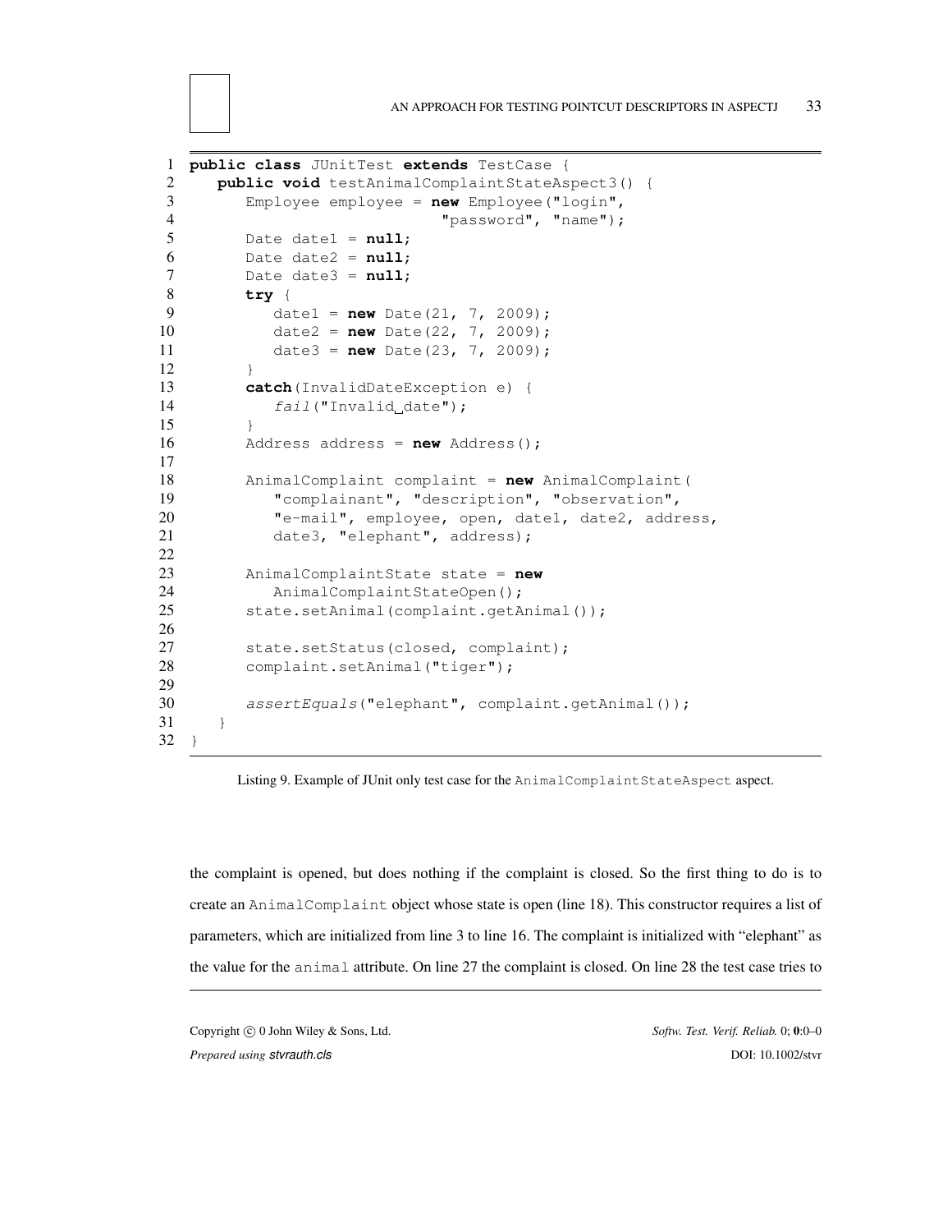```java
public class JUnitTest extends TestCase {
   public void testAnimalComplaintStateAspect3() {
      Employee employee = new Employee("login",
                              "password", "name");
      Date date1 = null;
      Date date2 = null;
      Date date3 = null;
      try {
         date1 = new Date(21, 7, 2009);
         date2 = new Date(22, 7, 2009);
         date3 = new Date(23, 7, 2009);
      }
      catch(InvalidDateException e) {
         fail("Invalid date");
      }
      Address address = new Address();

      AnimalComplaint complaint = new AnimalComplaint(
         "complainant", "description", "observation",
         "e-mail", employee, open, date1, date2, address,
         date3, "elephant", address);

      AnimalComplaintState state = new
         AnimalComplaintStateOpen();
      state.setAnimal(complaint.getAnimal());

      state.setStatus(closed, complaint);
      complaint.setAnimal("tiger");

      assertEquals("elephant", complaint.getAnimal());
   }
}
```

Listing 9. Example of JUnit only test case for the AnimalComplaintStateAspect aspect.

the complaint is opened, but does nothing if the complaint is closed. So the first thing to do is to create an AnimalComplaint object whose state is open (line 18). This constructor requires a list of parameters, which are initialized from line 3 to line 16. The complaint is initialized with "elephant" as the value for the animal attribute. On line 27 the complaint is closed. On line 28 the test case tries to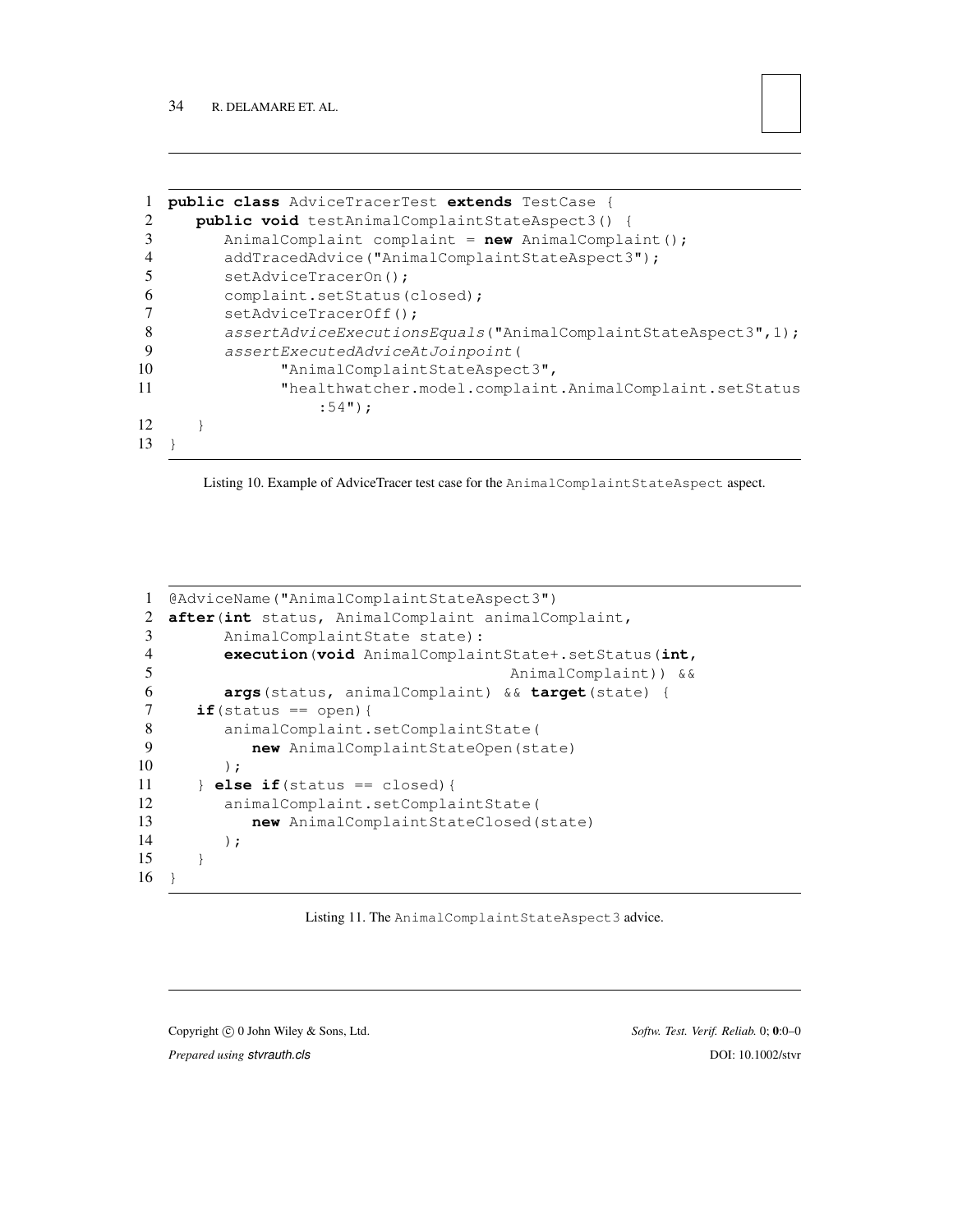```java
public class AdviceTracerTest extends TestCase {
   public void testAnimalComplaintStateAspect3() {
      AnimalComplaint complaint = new AnimalComplaint();
      addTracedAdvice("AnimalComplaintStateAspect3");
      setAdviceTracerOn();
      complaint.setStatus(closed);
      setAdviceTracerOff();
      assertAdviceExecutionsEquals("AnimalComplaintStateAspect3",1);
      assertExecutedAdviceAtJoinpoint(
            "AnimalComplaintStateAspect3",
            "healthwatcher.model.complaint.AnimalComplaint.setStatus
                :54");
   }
}
```

Listing 10. Example of AdviceTracer test case for the `AnimalComplaintStateAspect` aspect.

```java
@AdviceName("AnimalComplaintStateAspect3")
after(int status, AnimalComplaint animalComplaint,
      AnimalComplaintState state):
      execution(void AnimalComplaintState+.setStatus(int,
                                    AnimalComplaint)) &&
      args(status, animalComplaint) && target(state) {
   if(status == open){
      animalComplaint.setComplaintState(
         new AnimalComplaintStateOpen(state)
      );
   } else if(status == closed){
      animalComplaint.setComplaintState(
         new AnimalComplaintStateClosed(state)
      );
   }
}
```

Listing 11. The `AnimalComplaintStateAspect3` advice.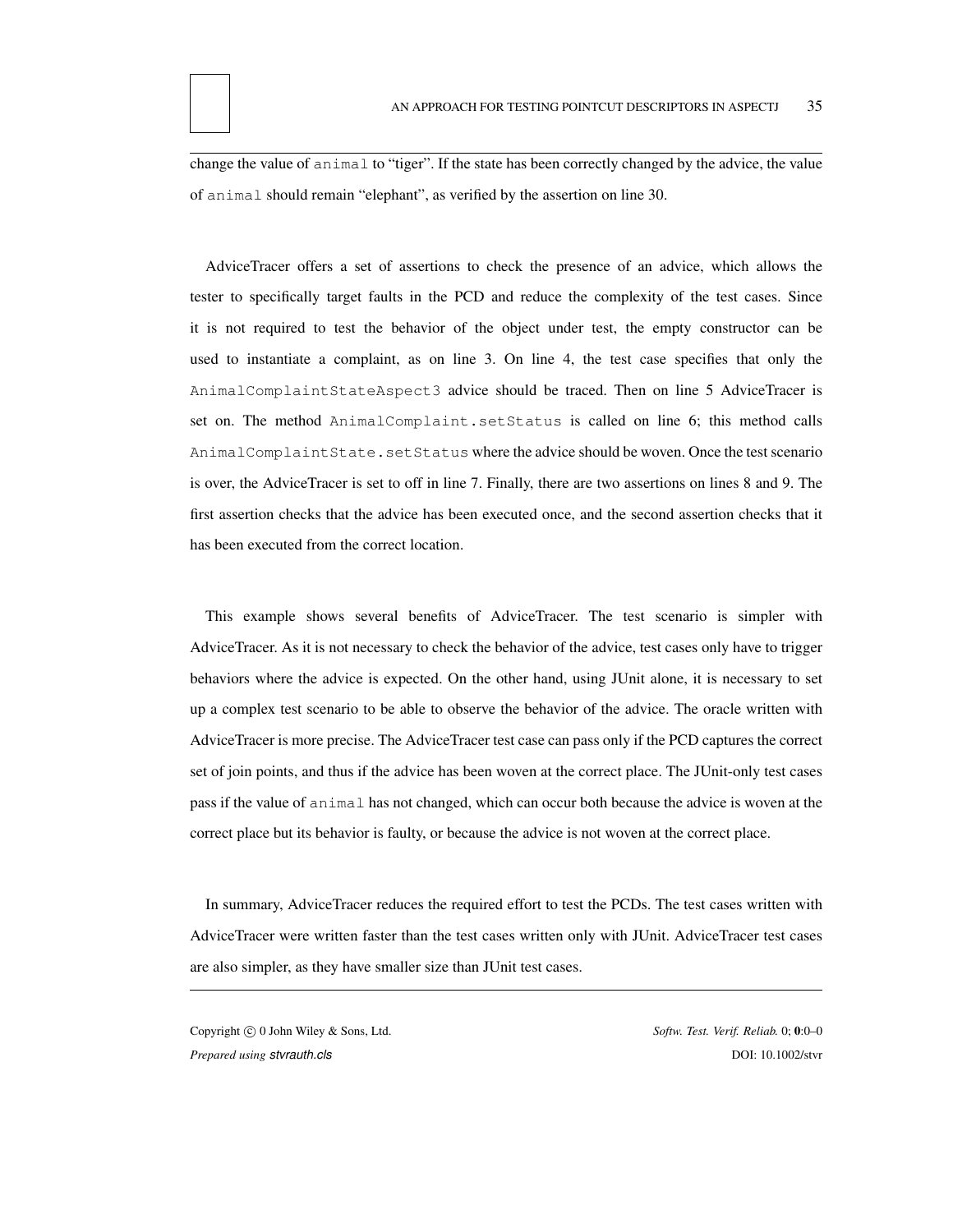change the value of `animal` to "tiger". If the state has been correctly changed by the advice, the value of `animal` should remain "elephant", as verified by the assertion on line 30.

AdviceTracer offers a set of assertions to check the presence of an advice, which allows the tester to specifically target faults in the PCD and reduce the complexity of the test cases. Since it is not required to test the behavior of the object under test, the empty constructor can be used to instantiate a complaint, as on line 3. On line 4, the test case specifies that only the `AnimalComplaintStateAspect3` advice should be traced. Then on line 5 AdviceTracer is set on. The method `AnimalComplaint.setStatus` is called on line 6; this method calls `AnimalComplaintState.setStatus` where the advice should be woven. Once the test scenario is over, the AdviceTracer is set to off in line 7. Finally, there are two assertions on lines 8 and 9. The first assertion checks that the advice has been executed once, and the second assertion checks that it has been executed from the correct location.

This example shows several benefits of AdviceTracer. The test scenario is simpler with AdviceTracer. As it is not necessary to check the behavior of the advice, test cases only have to trigger behaviors where the advice is expected. On the other hand, using JUnit alone, it is necessary to set up a complex test scenario to be able to observe the behavior of the advice. The oracle written with AdviceTracer is more precise. The AdviceTracer test case can pass only if the PCD captures the correct set of join points, and thus if the advice has been woven at the correct place. The JUnit-only test cases pass if the value of `animal` has not changed, which can occur both because the advice is woven at the correct place but its behavior is faulty, or because the advice is not woven at the correct place.

In summary, AdviceTracer reduces the required effort to test the PCDs. The test cases written with AdviceTracer were written faster than the test cases written only with JUnit. AdviceTracer test cases are also simpler, as they have smaller size than JUnit test cases.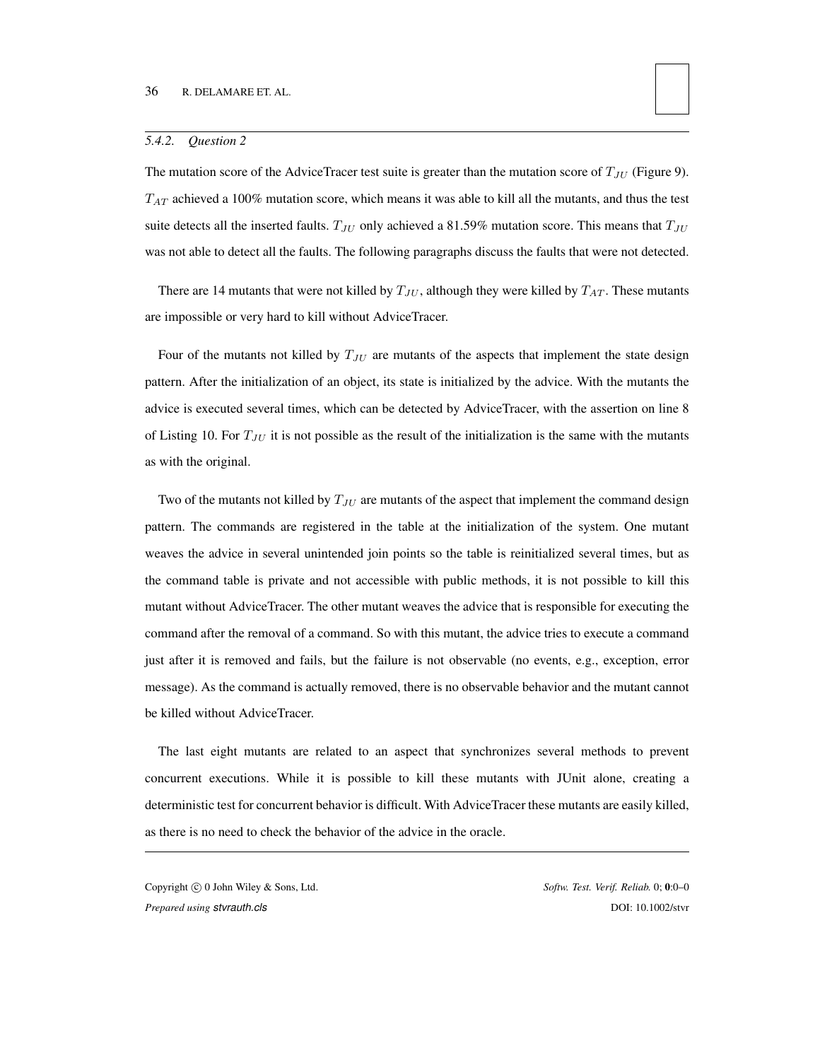#### 5.4.2. *Question 2*

The mutation score of the AdviceTracer test suite is greater than the mutation score of $T_{JU}$ (Figure 9). $T_{AT}$ achieved a 100% mutation score, which means it was able to kill all the mutants, and thus the test suite detects all the inserted faults. $T_{JU}$ only achieved a 81.59% mutation score. This means that $T_{JU}$ was not able to detect all the faults. The following paragraphs discuss the faults that were not detected.

There are 14 mutants that were not killed by $T_{JU}$, although they were killed by $T_{AT}$. These mutants are impossible or very hard to kill without AdviceTracer.

Four of the mutants not killed by $T_{JU}$ are mutants of the aspects that implement the state design pattern. After the initialization of an object, its state is initialized by the advice. With the mutants the advice is executed several times, which can be detected by AdviceTracer, with the assertion on line 8 of Listing 10. For $T_{JU}$ it is not possible as the result of the initialization is the same with the mutants as with the original.

Two of the mutants not killed by $T_{JU}$ are mutants of the aspect that implement the command design pattern. The commands are registered in the table at the initialization of the system. One mutant weaves the advice in several unintended join points so the table is reinitialized several times, but as the command table is private and not accessible with public methods, it is not possible to kill this mutant without AdviceTracer. The other mutant weaves the advice that is responsible for executing the command after the removal of a command. So with this mutant, the advice tries to execute a command just after it is removed and fails, but the failure is not observable (no events, e.g., exception, error message). As the command is actually removed, there is no observable behavior and the mutant cannot be killed without AdviceTracer.

The last eight mutants are related to an aspect that synchronizes several methods to prevent concurrent executions. While it is possible to kill these mutants with JUnit alone, creating a deterministic test for concurrent behavior is difficult. With AdviceTracer these mutants are easily killed, as there is no need to check the behavior of the advice in the oracle.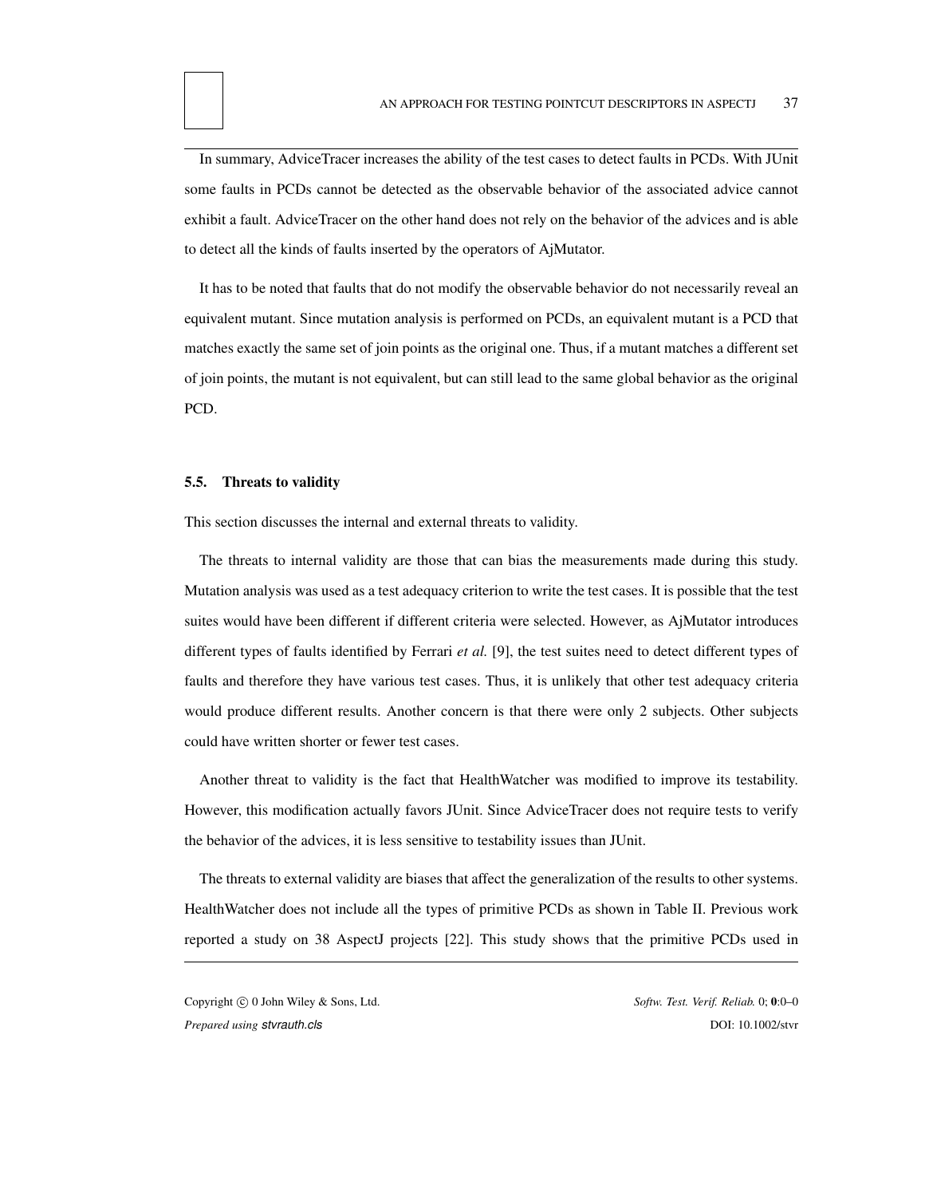In summary, AdviceTracer increases the ability of the test cases to detect faults in PCDs. With JUnit some faults in PCDs cannot be detected as the observable behavior of the associated advice cannot exhibit a fault. AdviceTracer on the other hand does not rely on the behavior of the advices and is able to detect all the kinds of faults inserted by the operators of AjMutator.

It has to be noted that faults that do not modify the observable behavior do not necessarily reveal an equivalent mutant. Since mutation analysis is performed on PCDs, an equivalent mutant is a PCD that matches exactly the same set of join points as the original one. Thus, if a mutant matches a different set of join points, the mutant is not equivalent, but can still lead to the same global behavior as the original PCD.

### 5.5. Threats to validity

This section discusses the internal and external threats to validity.

The threats to internal validity are those that can bias the measurements made during this study. Mutation analysis was used as a test adequacy criterion to write the test cases. It is possible that the test suites would have been different if different criteria were selected. However, as AjMutator introduces different types of faults identified by Ferrari *et al.* [9], the test suites need to detect different types of faults and therefore they have various test cases. Thus, it is unlikely that other test adequacy criteria would produce different results. Another concern is that there were only 2 subjects. Other subjects could have written shorter or fewer test cases.

Another threat to validity is the fact that HealthWatcher was modified to improve its testability. However, this modification actually favors JUnit. Since AdviceTracer does not require tests to verify the behavior of the advices, it is less sensitive to testability issues than JUnit.

The threats to external validity are biases that affect the generalization of the results to other systems. HealthWatcher does not include all the types of primitive PCDs as shown in Table II. Previous work reported a study on 38 AspectJ projects [22]. This study shows that the primitive PCDs used in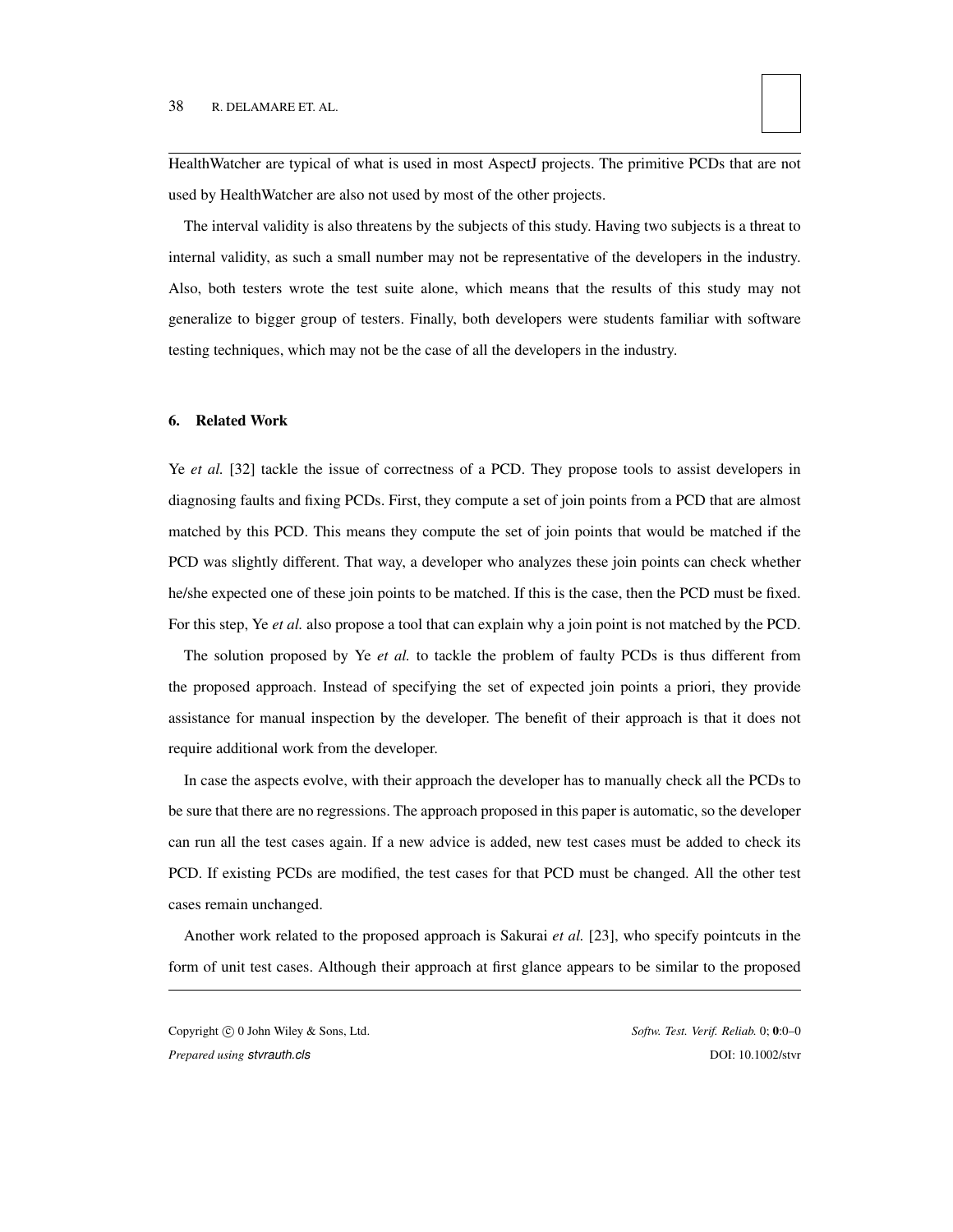HealthWatcher are typical of what is used in most AspectJ projects. The primitive PCDs that are not used by HealthWatcher are also not used by most of the other projects.

The interval validity is also threatens by the subjects of this study. Having two subjects is a threat to internal validity, as such a small number may not be representative of the developers in the industry. Also, both testers wrote the test suite alone, which means that the results of this study may not generalize to bigger group of testers. Finally, both developers were students familiar with software testing techniques, which may not be the case of all the developers in the industry.

## 6. Related Work

Ye *et al.* [32] tackle the issue of correctness of a PCD. They propose tools to assist developers in diagnosing faults and fixing PCDs. First, they compute a set of join points from a PCD that are almost matched by this PCD. This means they compute the set of join points that would be matched if the PCD was slightly different. That way, a developer who analyzes these join points can check whether he/she expected one of these join points to be matched. If this is the case, then the PCD must be fixed. For this step, Ye *et al.* also propose a tool that can explain why a join point is not matched by the PCD.

The solution proposed by Ye *et al.* to tackle the problem of faulty PCDs is thus different from the proposed approach. Instead of specifying the set of expected join points a priori, they provide assistance for manual inspection by the developer. The benefit of their approach is that it does not require additional work from the developer.

In case the aspects evolve, with their approach the developer has to manually check all the PCDs to be sure that there are no regressions. The approach proposed in this paper is automatic, so the developer can run all the test cases again. If a new advice is added, new test cases must be added to check its PCD. If existing PCDs are modified, the test cases for that PCD must be changed. All the other test cases remain unchanged.

Another work related to the proposed approach is Sakurai *et al.* [23], who specify pointcuts in the form of unit test cases. Although their approach at first glance appears to be similar to the proposed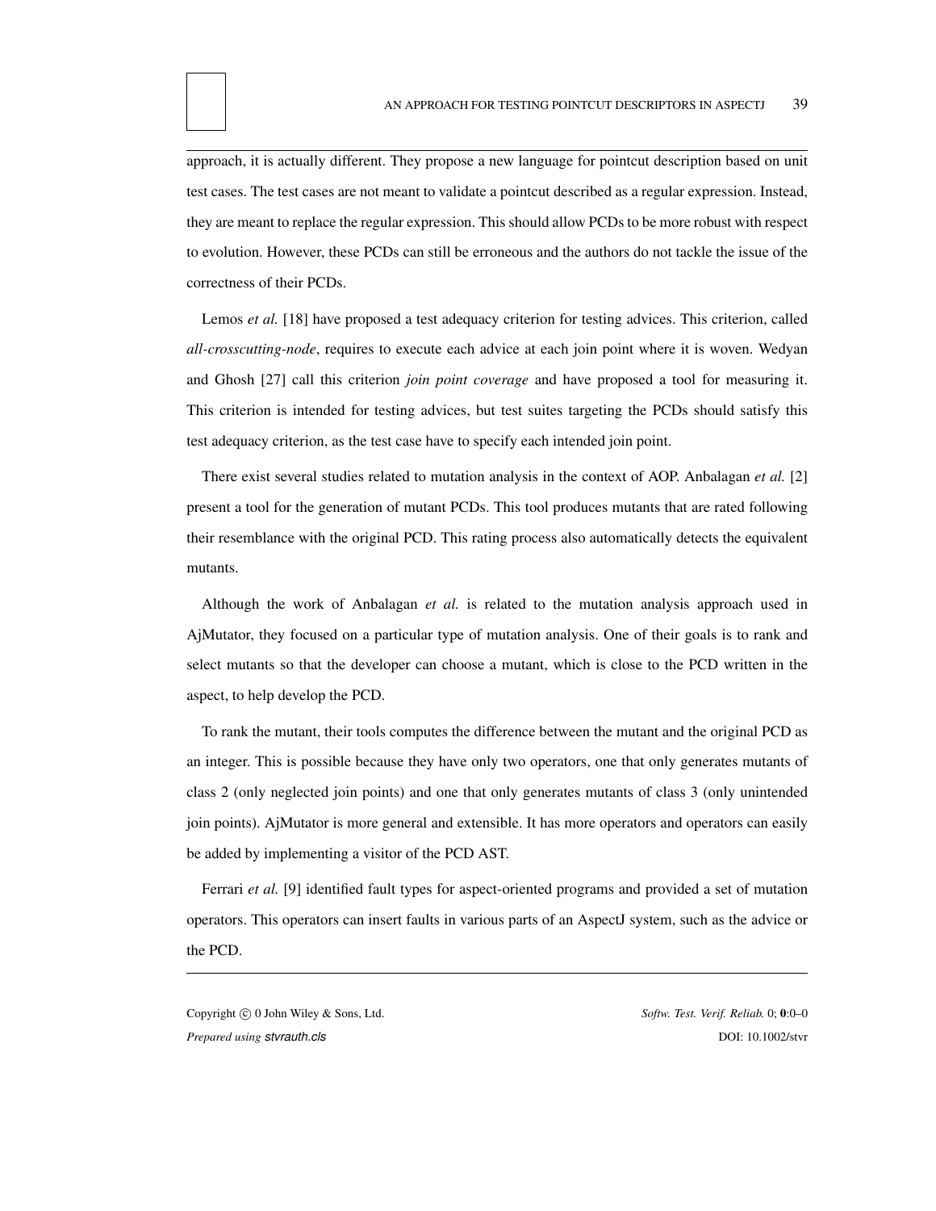approach, it is actually different. They propose a new language for pointcut description based on unit test cases. The test cases are not meant to validate a pointcut described as a regular expression. Instead, they are meant to replace the regular expression. This should allow PCDs to be more robust with respect to evolution. However, these PCDs can still be erroneous and the authors do not tackle the issue of the correctness of their PCDs.

Lemos *et al.* [18] have proposed a test adequacy criterion for testing advices. This criterion, called *all-crosscutting-node*, requires to execute each advice at each join point where it is woven. Wedyan and Ghosh [27] call this criterion *join point coverage* and have proposed a tool for measuring it. This criterion is intended for testing advices, but test suites targeting the PCDs should satisfy this test adequacy criterion, as the test case have to specify each intended join point.

There exist several studies related to mutation analysis in the context of AOP. Anbalagan *et al.* [2] present a tool for the generation of mutant PCDs. This tool produces mutants that are rated following their resemblance with the original PCD. This rating process also automatically detects the equivalent mutants.

Although the work of Anbalagan *et al.* is related to the mutation analysis approach used in AjMutator, they focused on a particular type of mutation analysis. One of their goals is to rank and select mutants so that the developer can choose a mutant, which is close to the PCD written in the aspect, to help develop the PCD.

To rank the mutant, their tools computes the difference between the mutant and the original PCD as an integer. This is possible because they have only two operators, one that only generates mutants of class 2 (only neglected join points) and one that only generates mutants of class 3 (only unintended join points). AjMutator is more general and extensible. It has more operators and operators can easily be added by implementing a visitor of the PCD AST.

Ferrari *et al.* [9] identified fault types for aspect-oriented programs and provided a set of mutation operators. This operators can insert faults in various parts of an AspectJ system, such as the advice or the PCD.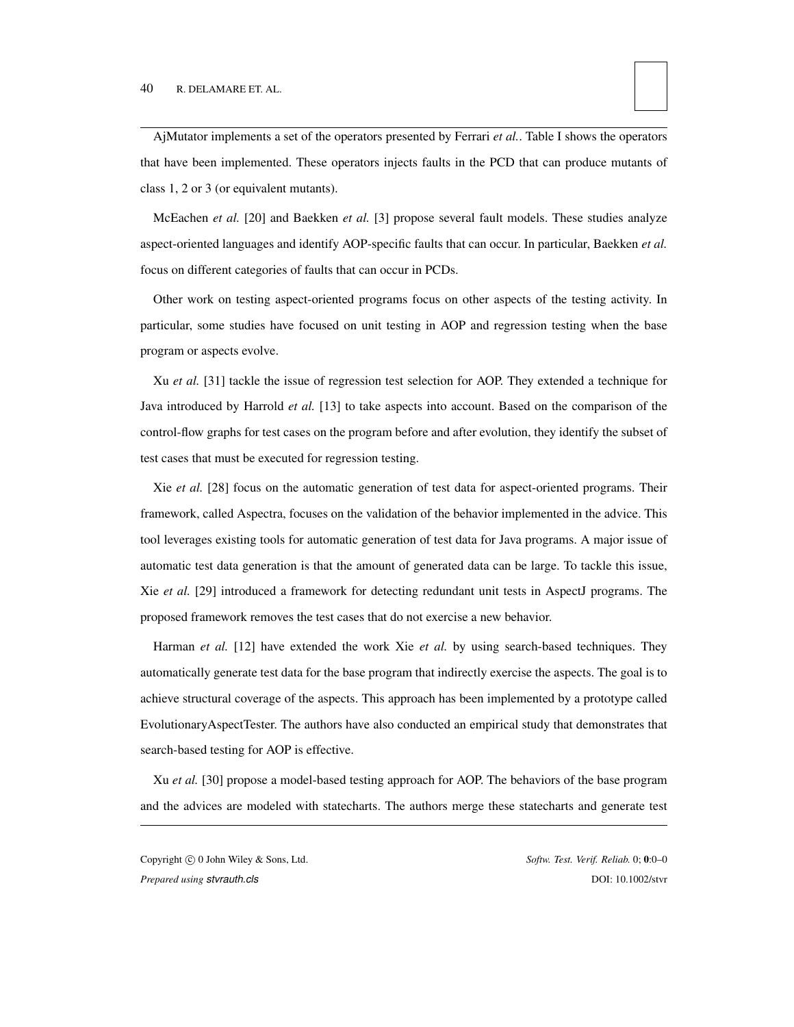AjMutator implements a set of the operators presented by Ferrari *et al.*. Table I shows the operators that have been implemented. These operators injects faults in the PCD that can produce mutants of class 1, 2 or 3 (or equivalent mutants).

McEachen *et al.* [20] and Baekken *et al.* [3] propose several fault models. These studies analyze aspect-oriented languages and identify AOP-specific faults that can occur. In particular, Baekken *et al.* focus on different categories of faults that can occur in PCDs.

Other work on testing aspect-oriented programs focus on other aspects of the testing activity. In particular, some studies have focused on unit testing in AOP and regression testing when the base program or aspects evolve.

Xu *et al.* [31] tackle the issue of regression test selection for AOP. They extended a technique for Java introduced by Harrold *et al.* [13] to take aspects into account. Based on the comparison of the control-flow graphs for test cases on the program before and after evolution, they identify the subset of test cases that must be executed for regression testing.

Xie *et al.* [28] focus on the automatic generation of test data for aspect-oriented programs. Their framework, called Aspectra, focuses on the validation of the behavior implemented in the advice. This tool leverages existing tools for automatic generation of test data for Java programs. A major issue of automatic test data generation is that the amount of generated data can be large. To tackle this issue, Xie *et al.* [29] introduced a framework for detecting redundant unit tests in AspectJ programs. The proposed framework removes the test cases that do not exercise a new behavior.

Harman *et al.* [12] have extended the work Xie *et al.* by using search-based techniques. They automatically generate test data for the base program that indirectly exercise the aspects. The goal is to achieve structural coverage of the aspects. This approach has been implemented by a prototype called EvolutionaryAspectTester. The authors have also conducted an empirical study that demonstrates that search-based testing for AOP is effective.

Xu *et al.* [30] propose a model-based testing approach for AOP. The behaviors of the base program and the advices are modeled with statecharts. The authors merge these statecharts and generate test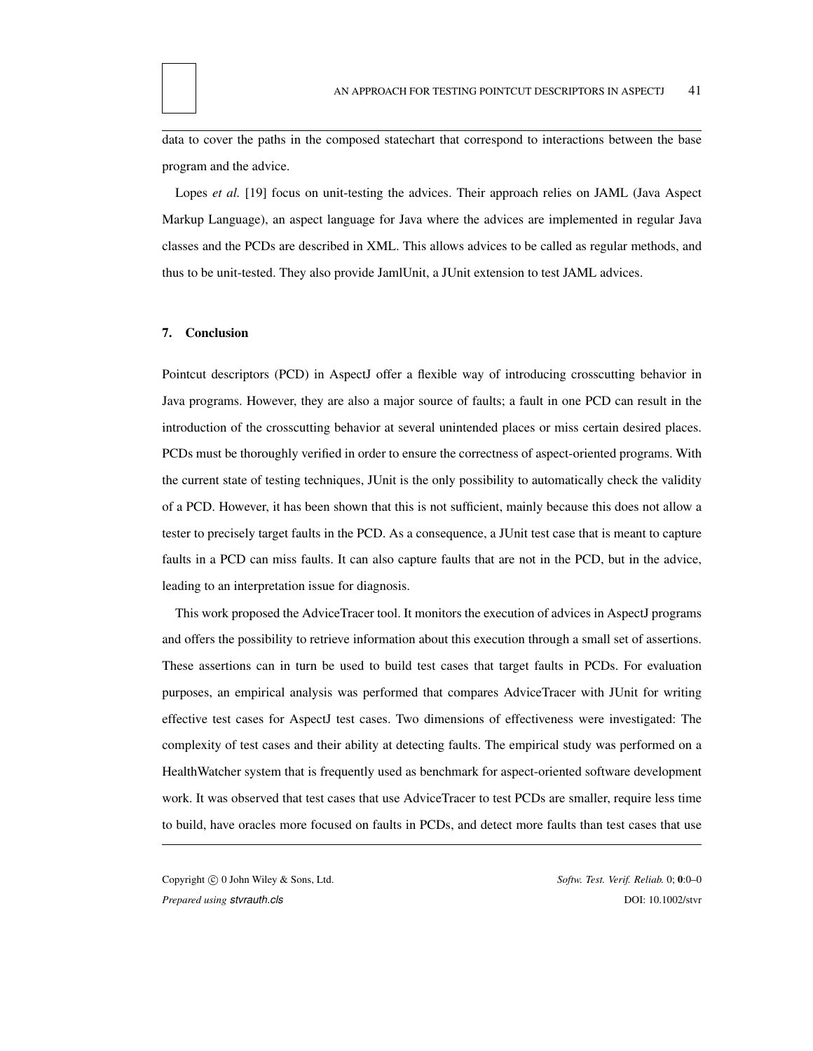data to cover the paths in the composed statechart that correspond to interactions between the base program and the advice.

Lopes *et al.* [19] focus on unit-testing the advices. Their approach relies on JAML (Java Aspect Markup Language), an aspect language for Java where the advices are implemented in regular Java classes and the PCDs are described in XML. This allows advices to be called as regular methods, and thus to be unit-tested. They also provide JamlUnit, a JUnit extension to test JAML advices.

## 7. Conclusion

Pointcut descriptors (PCD) in AspectJ offer a flexible way of introducing crosscutting behavior in Java programs. However, they are also a major source of faults; a fault in one PCD can result in the introduction of the crosscutting behavior at several unintended places or miss certain desired places. PCDs must be thoroughly verified in order to ensure the correctness of aspect-oriented programs. With the current state of testing techniques, JUnit is the only possibility to automatically check the validity of a PCD. However, it has been shown that this is not sufficient, mainly because this does not allow a tester to precisely target faults in the PCD. As a consequence, a JUnit test case that is meant to capture faults in a PCD can miss faults. It can also capture faults that are not in the PCD, but in the advice, leading to an interpretation issue for diagnosis.

This work proposed the AdviceTracer tool. It monitors the execution of advices in AspectJ programs and offers the possibility to retrieve information about this execution through a small set of assertions. These assertions can in turn be used to build test cases that target faults in PCDs. For evaluation purposes, an empirical analysis was performed that compares AdviceTracer with JUnit for writing effective test cases for AspectJ test cases. Two dimensions of effectiveness were investigated: The complexity of test cases and their ability at detecting faults. The empirical study was performed on a HealthWatcher system that is frequently used as benchmark for aspect-oriented software development work. It was observed that test cases that use AdviceTracer to test PCDs are smaller, require less time to build, have oracles more focused on faults in PCDs, and detect more faults than test cases that use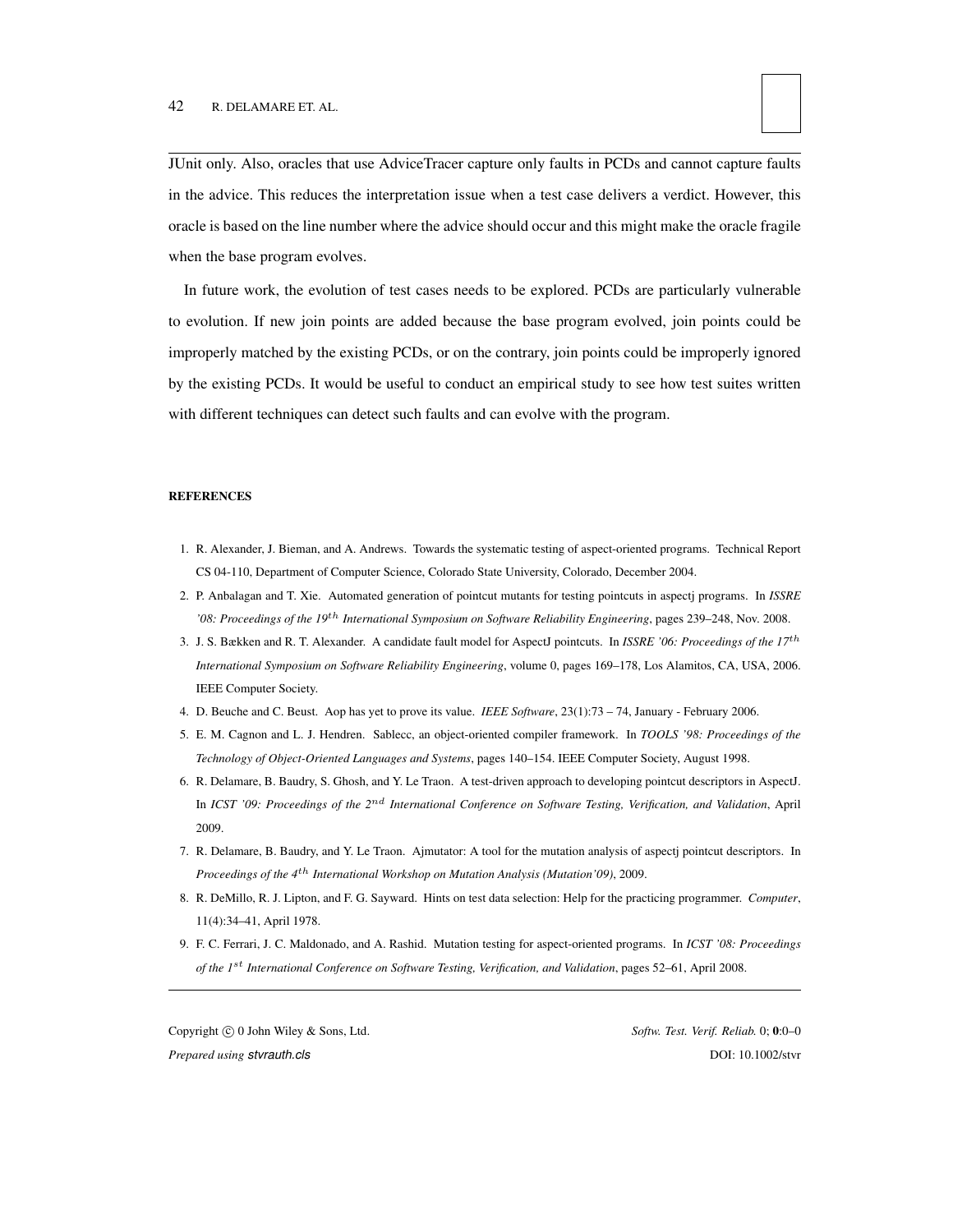JUnit only. Also, oracles that use AdviceTracer capture only faults in PCDs and cannot capture faults in the advice. This reduces the interpretation issue when a test case delivers a verdict. However, this oracle is based on the line number where the advice should occur and this might make the oracle fragile when the base program evolves.

In future work, the evolution of test cases needs to be explored. PCDs are particularly vulnerable to evolution. If new join points are added because the base program evolved, join points could be improperly matched by the existing PCDs, or on the contrary, join points could be improperly ignored by the existing PCDs. It would be useful to conduct an empirical study to see how test suites written with different techniques can detect such faults and can evolve with the program.

## REFERENCES

1. R. Alexander, J. Bieman, and A. Andrews. Towards the systematic testing of aspect-oriented programs. Technical Report CS 04-110, Department of Computer Science, Colorado State University, Colorado, December 2004.
2. P. Anbalagan and T. Xie. Automated generation of pointcut mutants for testing pointcuts in aspectj programs. In *ISSRE '08: Proceedings of the 19$^{th}$ International Symposium on Software Reliability Engineering*, pages 239–248, Nov. 2008.
3. J. S. Bækken and R. T. Alexander. A candidate fault model for AspectJ pointcuts. In *ISSRE '06: Proceedings of the 17$^{th}$ International Symposium on Software Reliability Engineering*, volume 0, pages 169–178, Los Alamitos, CA, USA, 2006. IEEE Computer Society.
4. D. Beuche and C. Beust. Aop has yet to prove its value. *IEEE Software*, 23(1):73 – 74, January - February 2006.
5. E. M. Cagnon and L. J. Hendren. Sablecc, an object-oriented compiler framework. In *TOOLS '98: Proceedings of the Technology of Object-Oriented Languages and Systems*, pages 140–154. IEEE Computer Society, August 1998.
6. R. Delamare, B. Baudry, S. Ghosh, and Y. Le Traon. A test-driven approach to developing pointcut descriptors in AspectJ. In *ICST '09: Proceedings of the 2$^{nd}$ International Conference on Software Testing, Verification, and Validation*, April 2009.
7. R. Delamare, B. Baudry, and Y. Le Traon. Ajmutator: A tool for the mutation analysis of aspectj pointcut descriptors. In *Proceedings of the 4$^{th}$ International Workshop on Mutation Analysis (Mutation'09)*, 2009.
8. R. DeMillo, R. J. Lipton, and F. G. Sayward. Hints on test data selection: Help for the practicing programmer. *Computer*, 11(4):34–41, April 1978.
9. F. C. Ferrari, J. C. Maldonado, and A. Rashid. Mutation testing for aspect-oriented programs. In *ICST '08: Proceedings of the 1$^{st}$ International Conference on Software Testing, Verification, and Validation*, pages 52–61, April 2008.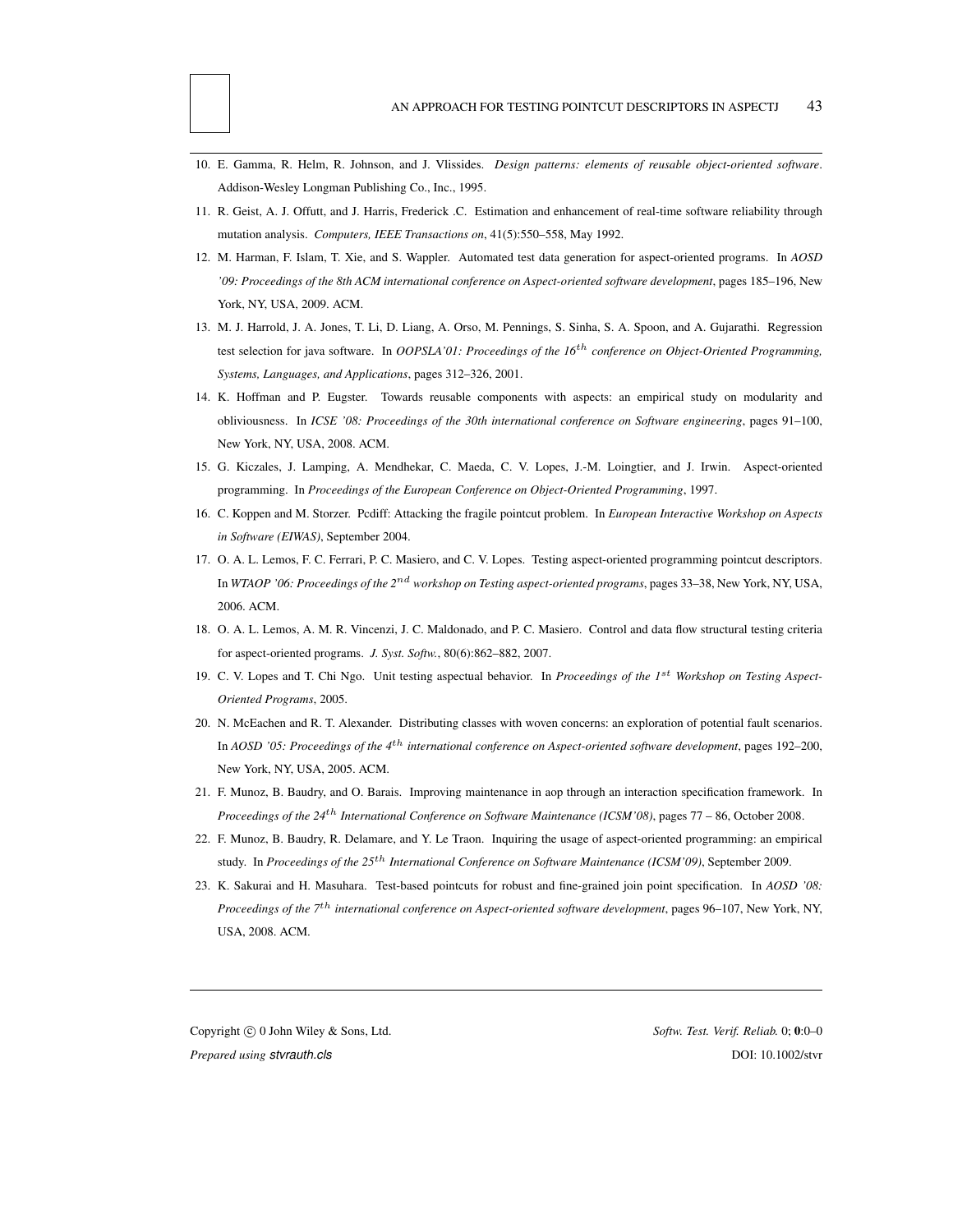10. E. Gamma, R. Helm, R. Johnson, and J. Vlissides. *Design patterns: elements of reusable object-oriented software*. Addison-Wesley Longman Publishing Co., Inc., 1995.
11. R. Geist, A. J. Offutt, and J. Harris, Frederick .C. Estimation and enhancement of real-time software reliability through mutation analysis. *Computers, IEEE Transactions on*, 41(5):550–558, May 1992.
12. M. Harman, F. Islam, T. Xie, and S. Wappler. Automated test data generation for aspect-oriented programs. In *AOSD '09: Proceedings of the 8th ACM international conference on Aspect-oriented software development*, pages 185–196, New York, NY, USA, 2009. ACM.
13. M. J. Harrold, J. A. Jones, T. Li, D. Liang, A. Orso, M. Pennings, S. Sinha, S. A. Spoon, and A. Gujarathi. Regression test selection for java software. In *OOPSLA'01: Proceedings of the 16$^{th}$ conference on Object-Oriented Programming, Systems, Languages, and Applications*, pages 312–326, 2001.
14. K. Hoffman and P. Eugster. Towards reusable components with aspects: an empirical study on modularity and obliviousness. In *ICSE '08: Proceedings of the 30th international conference on Software engineering*, pages 91–100, New York, NY, USA, 2008. ACM.
15. G. Kiczales, J. Lamping, A. Mendhekar, C. Maeda, C. V. Lopes, J.-M. Loingtier, and J. Irwin. Aspect-oriented programming. In *Proceedings of the European Conference on Object-Oriented Programming*, 1997.
16. C. Koppen and M. Storzer. Pcdiff: Attacking the fragile pointcut problem. In *European Interactive Workshop on Aspects in Software (EIWAS)*, September 2004.
17. O. A. L. Lemos, F. C. Ferrari, P. C. Masiero, and C. V. Lopes. Testing aspect-oriented programming pointcut descriptors. In *WTAOP '06: Proceedings of the 2$^{nd}$ workshop on Testing aspect-oriented programs*, pages 33–38, New York, NY, USA, 2006. ACM.
18. O. A. L. Lemos, A. M. R. Vincenzi, J. C. Maldonado, and P. C. Masiero. Control and data flow structural testing criteria for aspect-oriented programs. *J. Syst. Softw.*, 80(6):862–882, 2007.
19. C. V. Lopes and T. Chi Ngo. Unit testing aspectual behavior. In *Proceedings of the 1$^{st}$ Workshop on Testing Aspect-Oriented Programs*, 2005.
20. N. McEachen and R. T. Alexander. Distributing classes with woven concerns: an exploration of potential fault scenarios. In *AOSD '05: Proceedings of the 4$^{th}$ international conference on Aspect-oriented software development*, pages 192–200, New York, NY, USA, 2005. ACM.
21. F. Munoz, B. Baudry, and O. Barais. Improving maintenance in aop through an interaction specification framework. In *Proceedings of the 24$^{th}$ International Conference on Software Maintenance (ICSM'08)*, pages 77 – 86, October 2008.
22. F. Munoz, B. Baudry, R. Delamare, and Y. Le Traon. Inquiring the usage of aspect-oriented programming: an empirical study. In *Proceedings of the 25$^{th}$ International Conference on Software Maintenance (ICSM'09)*, September 2009.
23. K. Sakurai and H. Masuhara. Test-based pointcuts for robust and fine-grained join point specification. In *AOSD '08: Proceedings of the 7$^{th}$ international conference on Aspect-oriented software development*, pages 96–107, New York, NY, USA, 2008. ACM.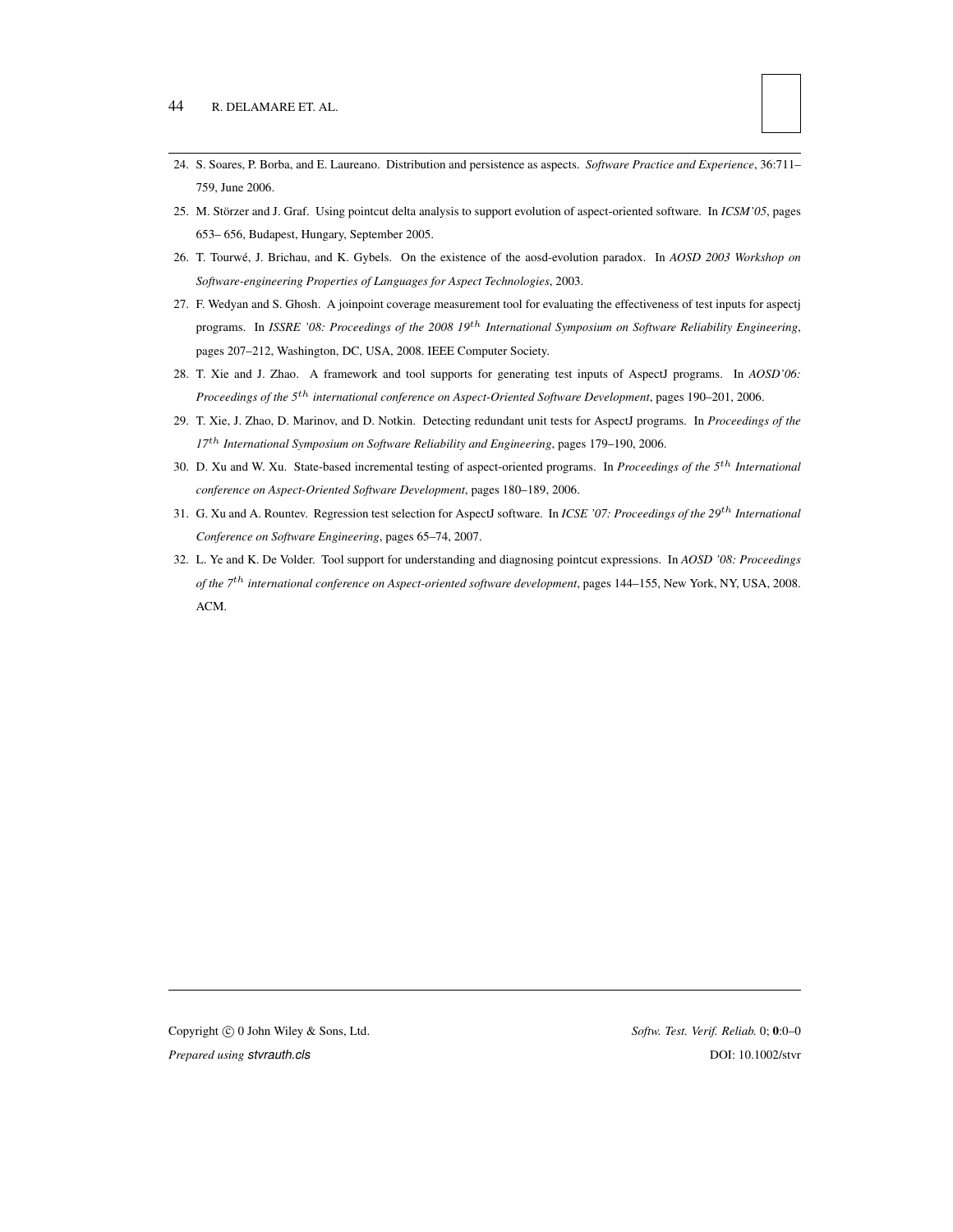24. S. Soares, P. Borba, and E. Laureano. Distribution and persistence as aspects. *Software Practice and Experience*, 36:711–759, June 2006.
25. M. Störzer and J. Graf. Using pointcut delta analysis to support evolution of aspect-oriented software. In *ICSM'05*, pages 653– 656, Budapest, Hungary, September 2005.
26. T. Tourwé, J. Brichau, and K. Gybels. On the existence of the aosd-evolution paradox. In *AOSD 2003 Workshop on Software-engineering Properties of Languages for Aspect Technologies*, 2003.
27. F. Wedyan and S. Ghosh. A joinpoint coverage measurement tool for evaluating the effectiveness of test inputs for aspectj programs. In *ISSRE '08: Proceedings of the 2008 19$^{th}$ International Symposium on Software Reliability Engineering*, pages 207–212, Washington, DC, USA, 2008. IEEE Computer Society.
28. T. Xie and J. Zhao. A framework and tool supports for generating test inputs of AspectJ programs. In *AOSD'06: Proceedings of the 5$^{th}$ international conference on Aspect-Oriented Software Development*, pages 190–201, 2006.
29. T. Xie, J. Zhao, D. Marinov, and D. Notkin. Detecting redundant unit tests for AspectJ programs. In *Proceedings of the 17$^{th}$ International Symposium on Software Reliability and Engineering*, pages 179–190, 2006.
30. D. Xu and W. Xu. State-based incremental testing of aspect-oriented programs. In *Proceedings of the 5$^{th}$ International conference on Aspect-Oriented Software Development*, pages 180–189, 2006.
31. G. Xu and A. Rountev. Regression test selection for AspectJ software. In *ICSE '07: Proceedings of the 29$^{th}$ International Conference on Software Engineering*, pages 65–74, 2007.
32. L. Ye and K. De Volder. Tool support for understanding and diagnosing pointcut expressions. In *AOSD '08: Proceedings of the 7$^{th}$ international conference on Aspect-oriented software development*, pages 144–155, New York, NY, USA, 2008. ACM.